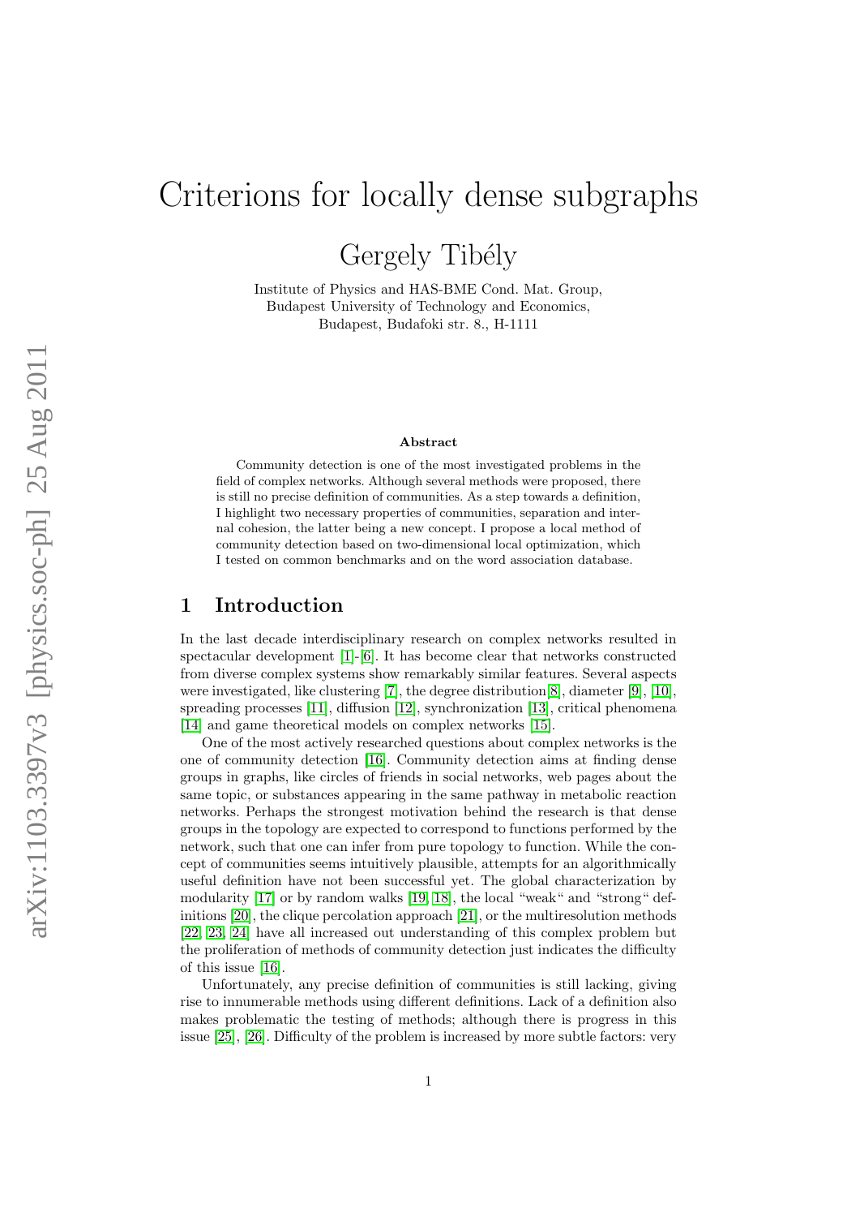# Criterions for locally dense subgraphs

Gergely Tibély

Institute of Physics and HAS-BME Cond. Mat. Group,
Budapest University of Technology and Economics,
Budapest, Budafoki str. 8., H-1111

### Abstract

Community detection is one of the most investigated problems in the field of complex networks. Although several methods were proposed, there is still no precise definition of communities. As a step towards a definition, I highlight two necessary properties of communities, separation and internal cohesion, the latter being a new concept. I propose a local method of community detection based on two-dimensional local optimization, which I tested on common benchmarks and on the word association database.

## 1 Introduction

In the last decade interdisciplinary research on complex networks resulted in spectacular development [1]-[6]. It has become clear that networks constructed from diverse complex systems show remarkably similar features. Several aspects were investigated, like clustering [7], the degree distribution[8], diameter [9], [10], spreading processes [11], diffusion [12], synchronization [13], critical phenomena [14] and game theoretical models on complex networks [15].

One of the most actively researched questions about complex networks is the one of community detection [16]. Community detection aims at finding dense groups in graphs, like circles of friends in social networks, web pages about the same topic, or substances appearing in the same pathway in metabolic reaction networks. Perhaps the strongest motivation behind the research is that dense groups in the topology are expected to correspond to functions performed by the network, such that one can infer from pure topology to function. While the concept of communities seems intuitively plausible, attempts for an algorithmically useful definition have not been successful yet. The global characterization by modularity [17] or by random walks [19, 18], the local "weak" and "strong" definitions [20], the clique percolation approach [21], or the multiresolution methods [22, 23, 24] have all increased out understanding of this complex problem but the proliferation of methods of community detection just indicates the difficulty of this issue [16].

Unfortunately, any precise definition of communities is still lacking, giving rise to innumerable methods using different definitions. Lack of a definition also makes problematic the testing of methods; although there is progress in this issue [25], [26]. Difficulty of the problem is increased by more subtle factors: very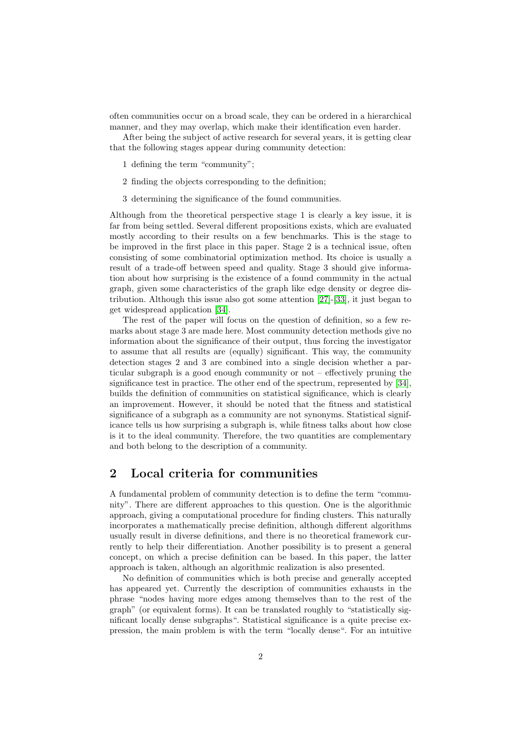often communities occur on a broad scale, they can be ordered in a hierarchical manner, and they may overlap, which make their identification even harder.

After being the subject of active research for several years, it is getting clear that the following stages appear during community detection:

1 defining the term "community";

2 finding the objects corresponding to the definition;

3 determining the significance of the found communities.

Although from the theoretical perspective stage 1 is clearly a key issue, it is far from being settled. Several different propositions exists, which are evaluated mostly according to their results on a few benchmarks. This is the stage to be improved in the first place in this paper. Stage 2 is a technical issue, often consisting of some combinatorial optimization method. Its choice is usually a result of a trade-off between speed and quality. Stage 3 should give information about how surprising is the existence of a found community in the actual graph, given some characteristics of the graph like edge density or degree distribution. Although this issue also got some attention [27]-[33], it just began to get widespread application [34].

The rest of the paper will focus on the question of definition, so a few remarks about stage 3 are made here. Most community detection methods give no information about the significance of their output, thus forcing the investigator to assume that all results are (equally) significant. This way, the community detection stages 2 and 3 are combined into a single decision whether a particular subgraph is a good enough community or not – effectively pruning the significance test in practice. The other end of the spectrum, represented by [34], builds the definition of communities on statistical significance, which is clearly an improvement. However, it should be noted that the fitness and statistical significance of a subgraph as a community are not synonyms. Statistical significance tells us how surprising a subgraph is, while fitness talks about how close is it to the ideal community. Therefore, the two quantities are complementary and both belong to the description of a community.

## 2 Local criteria for communities

A fundamental problem of community detection is to define the term "community". There are different approaches to this question. One is the algorithmic approach, giving a computational procedure for finding clusters. This naturally incorporates a mathematically precise definition, although different algorithms usually result in diverse definitions, and there is no theoretical framework currently to help their differentiation. Another possibility is to present a general concept, on which a precise definition can be based. In this paper, the latter approach is taken, although an algorithmic realization is also presented.

No definition of communities which is both precise and generally accepted has appeared yet. Currently the description of communities exhausts in the phrase "nodes having more edges among themselves than to the rest of the graph" (or equivalent forms). It can be translated roughly to "statistically significant locally dense subgraphs". Statistical significance is a quite precise expression, the main problem is with the term "locally dense". For an intuitive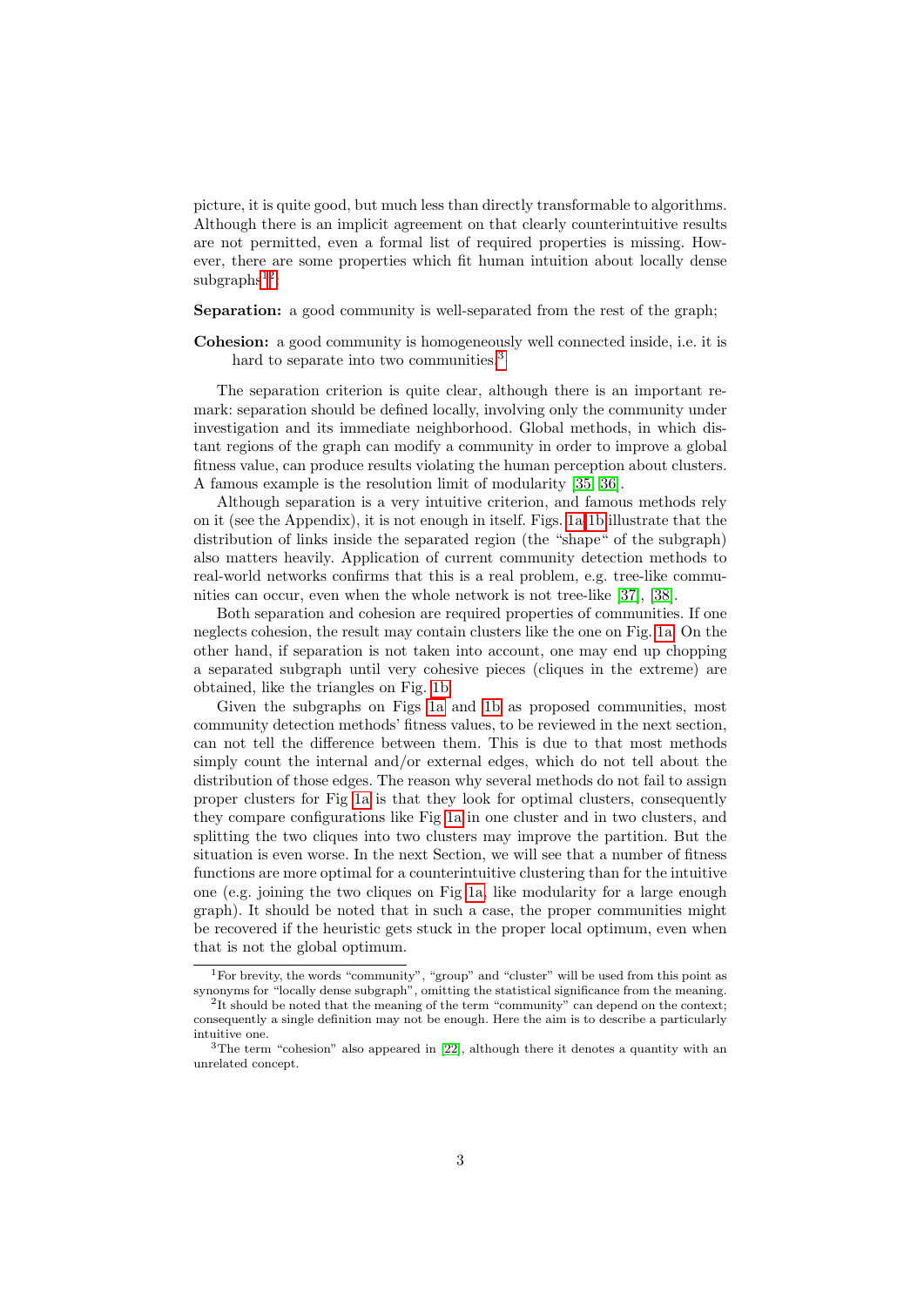picture, it is quite good, but much less than directly transformable to algorithms. Although there is an implicit agreement on that clearly counterintuitive results are not permitted, even a formal list of required properties is missing. However, there are some properties which fit human intuition about locally dense subgraphs[1][2]:

**Separation:** a good community is well-separated from the rest of the graph;

**Cohesion:** a good community is homogeneously well connected inside, i.e. it is hard to separate into two communities.[3]

The separation criterion is quite clear, although there is an important remark: separation should be defined locally, involving only the community under investigation and its immediate neighborhood. Global methods, in which distant regions of the graph can modify a community in order to improve a global fitness value, can produce results violating the human perception about clusters. A famous example is the resolution limit of modularity [35, 36].

Although separation is a very intuitive criterion, and famous methods rely on it (see the Appendix), it is not enough in itself. Figs. 1a-1b illustrate that the distribution of links inside the separated region (the "shape" of the subgraph) also matters heavily. Application of current community detection methods to real-world networks confirms that this is a real problem, e.g. tree-like communities can occur, even when the whole network is not tree-like [37], [38].

Both separation and cohesion are required properties of communities. If one neglects cohesion, the result may contain clusters like the one on Fig. 1a. On the other hand, if separation is not taken into account, one may end up chopping a separated subgraph until very cohesive pieces (cliques in the extreme) are obtained, like the triangles on Fig. 1b.

Given the subgraphs on Figs 1a and 1b as proposed communities, most community detection methods' fitness values, to be reviewed in the next section, can not tell the difference between them. This is due to that most methods simply count the internal and/or external edges, which do not tell about the distribution of those edges. The reason why several methods do not fail to assign proper clusters for Fig 1a is that they look for optimal clusters, consequently they compare configurations like Fig 1a in one cluster and in two clusters, and splitting the two cliques into two clusters may improve the partition. But the situation is even worse. In the next Section, we will see that a number of fitness functions are more optimal for a counterintuitive clustering than for the intuitive one (e.g. joining the two cliques on Fig 1a, like modularity for a large enough graph). It should be noted that in such a case, the proper communities might be recovered if the heuristic gets stuck in the proper local optimum, even when that is not the global optimum.

---

[1] For brevity, the words "community", "group" and "cluster" will be used from this point as synonyms for "locally dense subgraph", omitting the statistical significance from the meaning.

[2] It should be noted that the meaning of the term "community" can depend on the context; consequently a single definition may not be enough. Here the aim is to describe a particularly intuitive one.

[3] The term "cohesion" also appeared in [22], although there it denotes a quantity with an unrelated concept.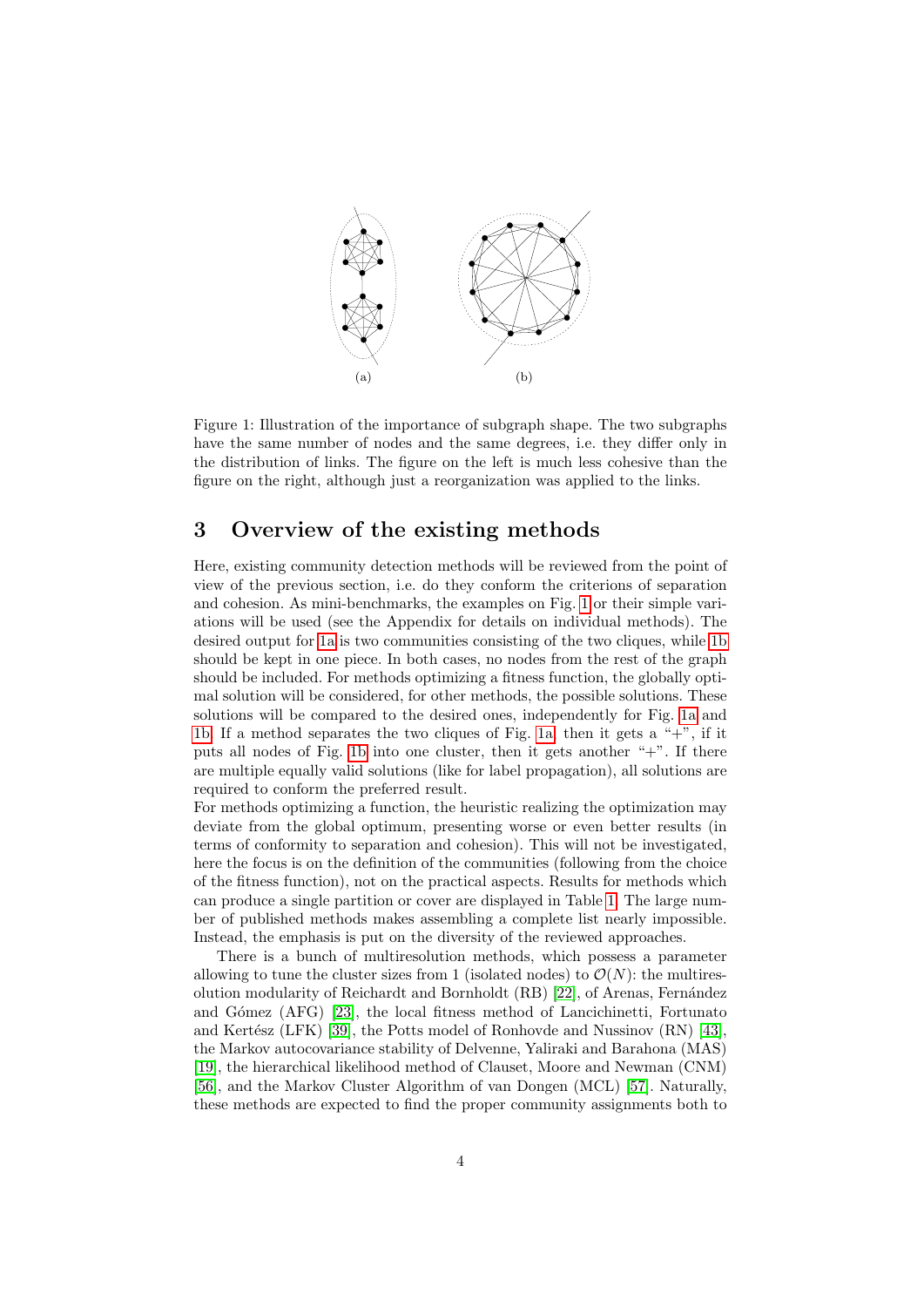(a) (b)

Figure 1: Illustration of the importance of subgraph shape. The two subgraphs have the same number of nodes and the same degrees, i.e. they differ only in the distribution of links. The figure on the left is much less cohesive than the figure on the right, although just a reorganization was applied to the links.

## 3 Overview of the existing methods

Here, existing community detection methods will be reviewed from the point of view of the previous section, i.e. do they conform the criterions of separation and cohesion. As mini-benchmarks, the examples on Fig. 1 or their simple variations will be used (see the Appendix for details on individual methods). The desired output for 1a is two communities consisting of the two cliques, while 1b should be kept in one piece. In both cases, no nodes from the rest of the graph should be included. For methods optimizing a fitness function, the globally optimal solution will be considered, for other methods, the possible solutions. These solutions will be compared to the desired ones, independently for Fig. 1a and 1b. If a method separates the two cliques of Fig. 1a, then it gets a "+", if it puts all nodes of Fig. 1b into one cluster, then it gets another "+". If there are multiple equally valid solutions (like for label propagation), all solutions are required to conform the preferred result.
For methods optimizing a function, the heuristic realizing the optimization may deviate from the global optimum, presenting worse or even better results (in terms of conformity to separation and cohesion). This will not be investigated, here the focus is on the definition of the communities (following from the choice of the fitness function), not on the practical aspects. Results for methods which can produce a single partition or cover are displayed in Table 1. The large number of published methods makes assembling a complete list nearly impossible. Instead, the emphasis is put on the diversity of the reviewed approaches.

There is a bunch of multiresolution methods, which possess a parameter allowing to tune the cluster sizes from 1 (isolated nodes) to $\mathcal{O}(N)$: the multiresolution modularity of Reichardt and Bornholdt (RB) [22], of Arenas, Fernández and Gómez (AFG) [23], the local fitness method of Lancichinetti, Fortunato and Kertész (LFK) [39], the Potts model of Ronhovde and Nussinov (RN) [43], the Markov autocovariance stability of Delvenne, Yaliraki and Barahona (MAS) [19], the hierarchical likelihood method of Clauset, Moore and Newman (CNM) [56], and the Markov Cluster Algorithm of van Dongen (MCL) [57]. Naturally, these methods are expected to find the proper community assignments both to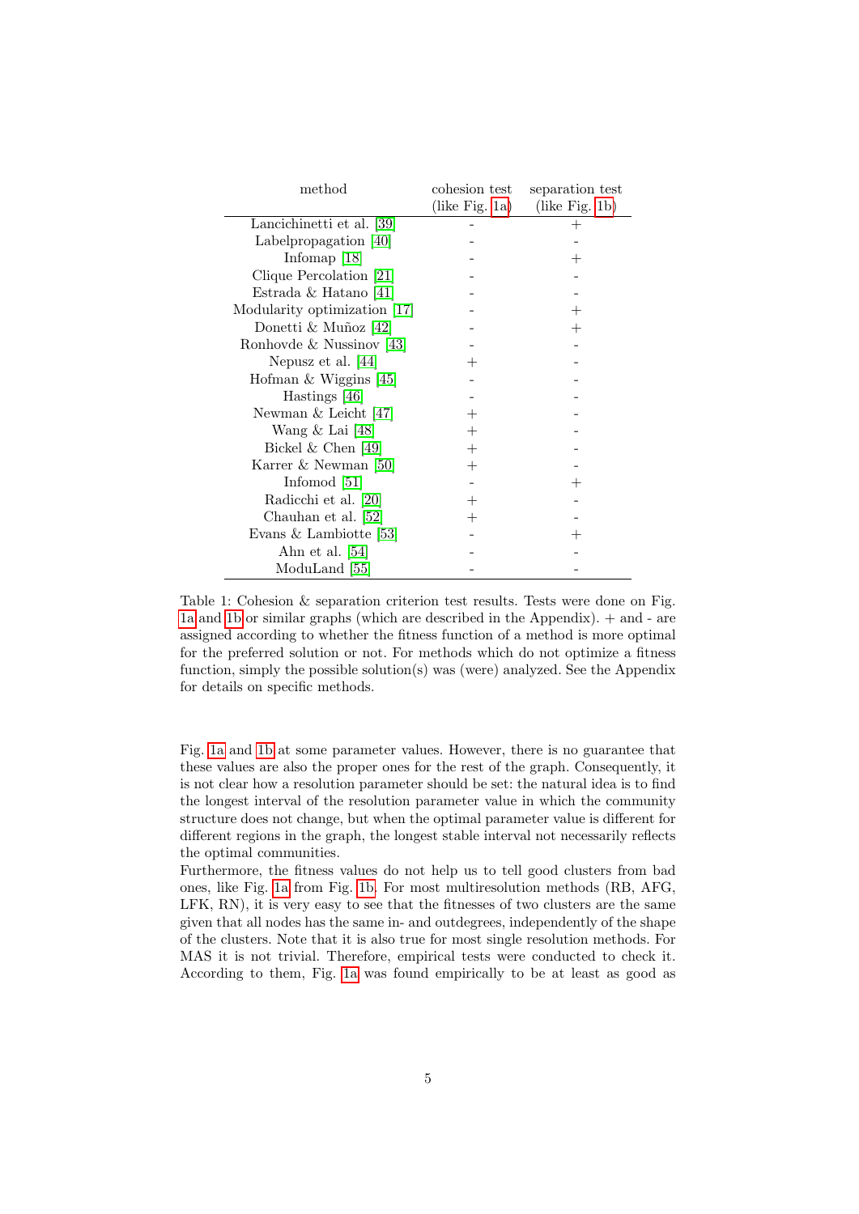| method | cohesion test (like Fig. 1a) | separation test (like Fig. 1b) |
|---|---|---|
| Lancichinetti et al. [39] | - | + |
| Labelpropagation [40] | - | - |
| Infomap [18] | - | + |
| Clique Percolation [21] | - | - |
| Estrada & Hatano [41] | - | - |
| Modularity optimization [17] | - | + |
| Donetti & Muñoz [42] | - | + |
| Ronhovde & Nussinov [43] | - | - |
| Nepusz et al. [44] | + | - |
| Hofman & Wiggins [45] | - | - |
| Hastings [46] | - | - |
| Newman & Leicht [47] | + | - |
| Wang & Lai [48] | + | - |
| Bickel & Chen [49] | + | - |
| Karrer & Newman [50] | + | - |
| Infomod [51] | - | + |
| Radicchi et al. [20] | + | - |
| Chauhan et al. [52] | + | - |
| Evans & Lambiotte [53] | - | + |
| Ahn et al. [54] | - | - |
| ModuLand [55] | - | - |

Table 1: Cohesion & separation criterion test results. Tests were done on Fig. 1a and 1b or similar graphs (which are described in the Appendix). + and - are assigned according to whether the fitness function of a method is more optimal for the preferred solution or not. For methods which do not optimize a fitness function, simply the possible solution(s) was (were) analyzed. See the Appendix for details on specific methods.

Fig. 1a and 1b at some parameter values. However, there is no guarantee that these values are also the proper ones for the rest of the graph. Consequently, it is not clear how a resolution parameter should be set: the natural idea is to find the longest interval of the resolution parameter value in which the community structure does not change, but when the optimal parameter value is different for different regions in the graph, the longest stable interval not necessarily reflects the optimal communities.

Furthermore, the fitness values do not help us to tell good clusters from bad ones, like Fig. 1a from Fig. 1b. For most multiresolution methods (RB, AFG, LFK, RN), it is very easy to see that the fitnesses of two clusters are the same given that all nodes has the same in- and outdegrees, independently of the shape of the clusters. Note that it is also true for most single resolution methods. For MAS it is not trivial. Therefore, empirical tests were conducted to check it. According to them, Fig. 1a was found empirically to be at least as good as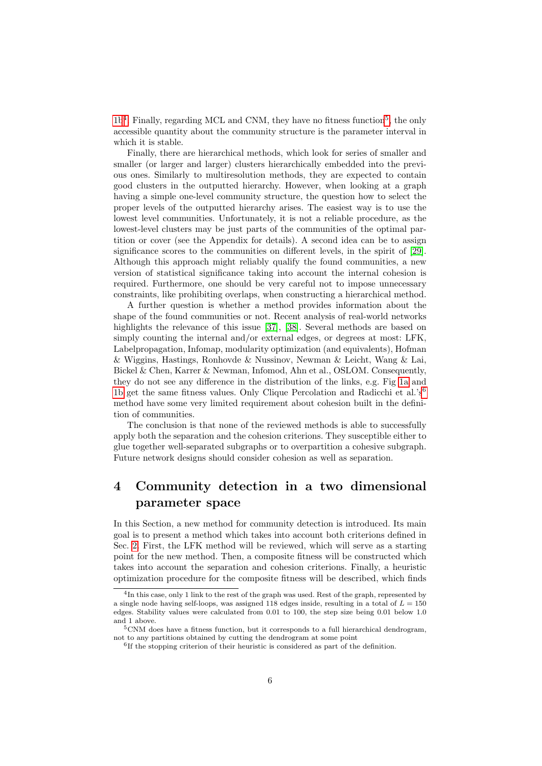1b[4]. Finally, regarding MCL and CNM, they have no fitness function[5], the only accessible quantity about the community structure is the parameter interval in which it is stable.

Finally, there are hierarchical methods, which look for series of smaller and smaller (or larger and larger) clusters hierarchically embedded into the previous ones. Similarly to multiresolution methods, they are expected to contain good clusters in the outputted hierarchy. However, when looking at a graph having a simple one-level community structure, the question how to select the proper levels of the outputted hierarchy arises. The easiest way is to use the lowest level communities. Unfortunately, it is not a reliable procedure, as the lowest-level clusters may be just parts of the communities of the optimal partition or cover (see the Appendix for details). A second idea can be to assign significance scores to the communities on different levels, in the spirit of [29]. Although this approach might reliably qualify the found communities, a new version of statistical significance taking into account the internal cohesion is required. Furthermore, one should be very careful not to impose unnecessary constraints, like prohibiting overlaps, when constructing a hierarchical method.

A further question is whether a method provides information about the shape of the found communities or not. Recent analysis of real-world networks highlights the relevance of this issue [37], [38]. Several methods are based on simply counting the internal and/or external edges, or degrees at most: LFK, Labelpropagation, Infomap, modularity optimization (and equivalents), Hofman & Wiggins, Hastings, Ronhovde & Nussinov, Newman & Leicht, Wang & Lai, Bickel & Chen, Karrer & Newman, Infomod, Ahn et al., OSLOM. Consequently, they do not see any difference in the distribution of the links, e.g. Fig 1a and 1b get the same fitness values. Only Clique Percolation and Radicchi et al.'s[6] method have some very limited requirement about cohesion built in the definition of communities.

The conclusion is that none of the reviewed methods is able to successfully apply both the separation and the cohesion criterions. They susceptible either to glue together well-separated subgraphs or to overpartition a cohesive subgraph. Future network designs should consider cohesion as well as separation.

# 4 Community detection in a two dimensional parameter space

In this Section, a new method for community detection is introduced. Its main goal is to present a method which takes into account both criterions defined in Sec. 2. First, the LFK method will be reviewed, which will serve as a starting point for the new method. Then, a composite fitness will be constructed which takes into account the separation and cohesion criterions. Finally, a heuristic optimization procedure for the composite fitness will be described, which finds

[4] In this case, only 1 link to the rest of the graph was used. Rest of the graph, represented by a single node having self-loops, was assigned 118 edges inside, resulting in a total of $L = 150$ edges. Stability values were calculated from 0.01 to 100, the step size being 0.01 below 1.0 and 1 above.

[5] CNM does have a fitness function, but it corresponds to a full hierarchical dendrogram, not to any partitions obtained by cutting the dendrogram at some point

[6] If the stopping criterion of their heuristic is considered as part of the definition.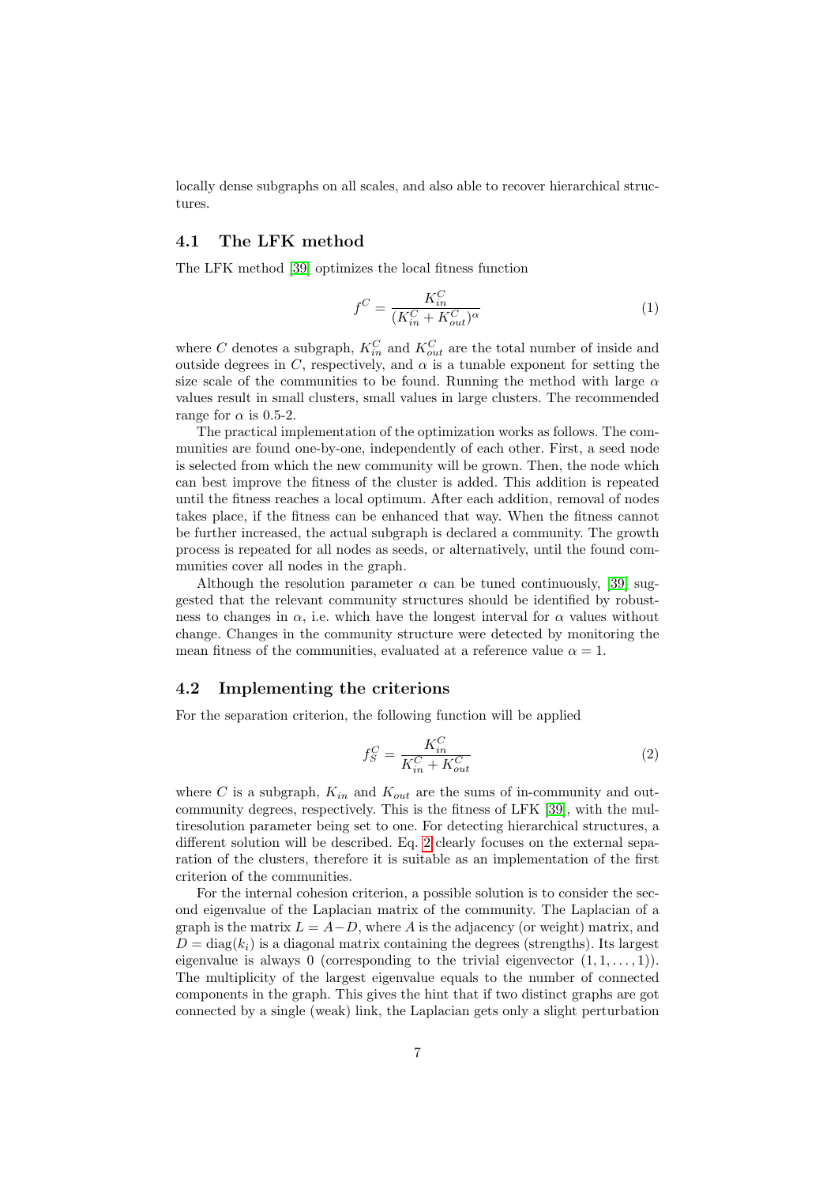locally dense subgraphs on all scales, and also able to recover hierarchical structures.

### 4.1 The LFK method

The LFK method [39] optimizes the local fitness function

$$f^C = \frac{K_{in}^C}{(K_{in}^C + K_{out}^C)^\alpha} \tag{1}$$

where $C$ denotes a subgraph, $K_{in}^C$ and $K_{out}^C$ are the total number of inside and outside degrees in $C$, respectively, and $\alpha$ is a tunable exponent for setting the size scale of the communities to be found. Running the method with large $\alpha$ values result in small clusters, small values in large clusters. The recommended range for $\alpha$ is 0.5-2.

The practical implementation of the optimization works as follows. The communities are found one-by-one, independently of each other. First, a seed node is selected from which the new community will be grown. Then, the node which can best improve the fitness of the cluster is added. This addition is repeated until the fitness reaches a local optimum. After each addition, removal of nodes takes place, if the fitness can be enhanced that way. When the fitness cannot be further increased, the actual subgraph is declared a community. The growth process is repeated for all nodes as seeds, or alternatively, until the found communities cover all nodes in the graph.

Although the resolution parameter $\alpha$ can be tuned continuously, [39] suggested that the relevant community structures should be identified by robustness to changes in $\alpha$, i.e. which have the longest interval for $\alpha$ values without change. Changes in the community structure were detected by monitoring the mean fitness of the communities, evaluated at a reference value $\alpha = 1$.

### 4.2 Implementing the criterions

For the separation criterion, the following function will be applied

$$f_S^C = \frac{K_{in}^C}{K_{in}^C + K_{out}^C} \tag{2}$$

where $C$ is a subgraph, $K_{in}$ and $K_{out}$ are the sums of in-community and out-community degrees, respectively. This is the fitness of LFK [39], with the multiresolution parameter being set to one. For detecting hierarchical structures, a different solution will be described. Eq. 2 clearly focuses on the external separation of the clusters, therefore it is suitable as an implementation of the first criterion of the communities.

For the internal cohesion criterion, a possible solution is to consider the second eigenvalue of the Laplacian matrix of the community. The Laplacian of a graph is the matrix $L = A - D$, where $A$ is the adjacency (or weight) matrix, and $D = \mathrm{diag}(k_i)$ is a diagonal matrix containing the degrees (strengths). Its largest eigenvalue is always 0 (corresponding to the trivial eigenvector $(1, 1, \ldots, 1)$). The multiplicity of the largest eigenvalue equals to the number of connected components in the graph. This gives the hint that if two distinct graphs are got connected by a single (weak) link, the Laplacian gets only a slight perturbation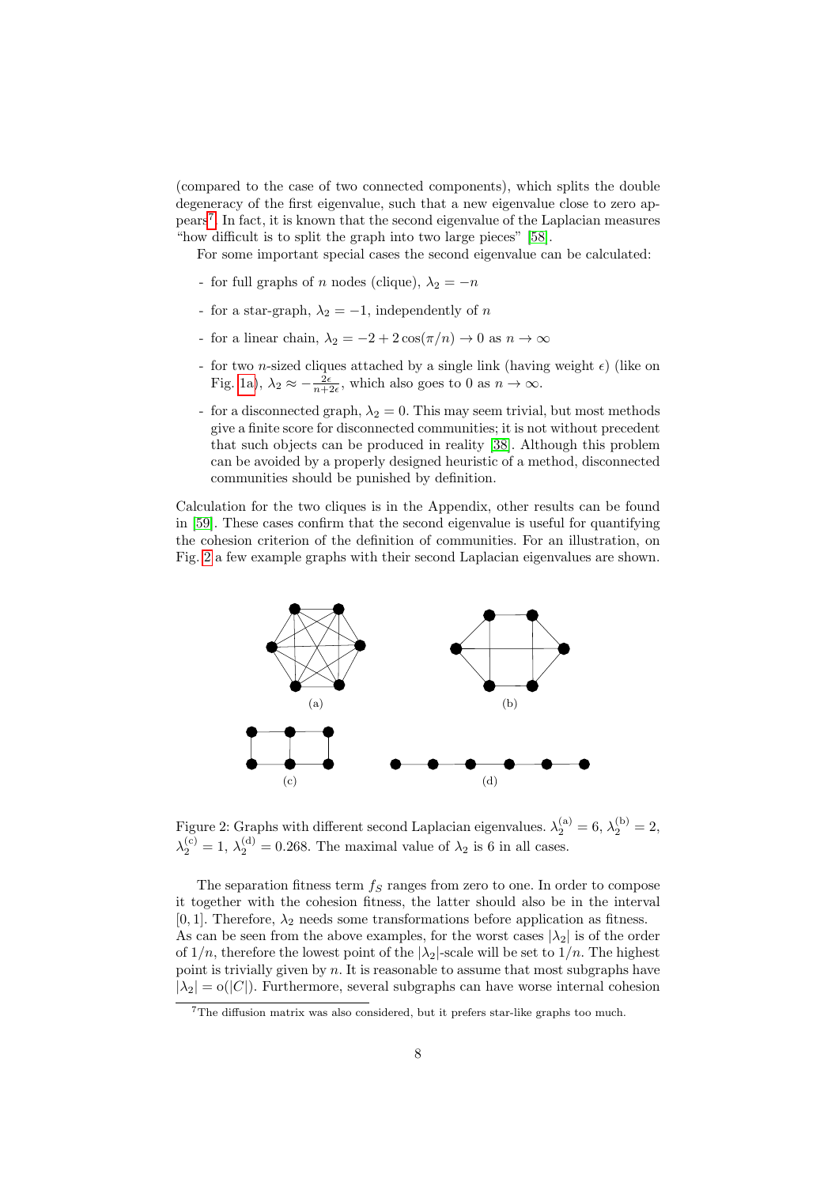(compared to the case of two connected components), which splits the double degeneracy of the first eigenvalue, such that a new eigenvalue close to zero appears[7]. In fact, it is known that the second eigenvalue of the Laplacian measures "how difficult is to split the graph into two large pieces" [58].

For some important special cases the second eigenvalue can be calculated:

- for full graphs of $n$ nodes (clique), $\lambda_2 = -n$
- for a star-graph, $\lambda_2 = -1$, independently of $n$
- for a linear chain, $\lambda_2 = -2 + 2\cos(\pi/n) \to 0$ as $n \to \infty$
- for two $n$-sized cliques attached by a single link (having weight $\epsilon$) (like on Fig. 1a), $\lambda_2 \approx -\frac{2\epsilon}{n+2\epsilon}$, which also goes to 0 as $n \to \infty$.
- for a disconnected graph, $\lambda_2 = 0$. This may seem trivial, but most methods give a finite score for disconnected communities; it is not without precedent that such objects can be produced in reality [38]. Although this problem can be avoided by a properly designed heuristic of a method, disconnected communities should be punished by definition.

Calculation for the two cliques is in the Appendix, other results can be found in [59]. These cases confirm that the second eigenvalue is useful for quantifying the cohesion criterion of the definition of communities. For an illustration, on Fig. 2 a few example graphs with their second Laplacian eigenvalues are shown.

(a) (b) (c) (d)

Figure 2: Graphs with different second Laplacian eigenvalues. $\lambda_2^{(a)} = 6$, $\lambda_2^{(b)} = 2$, $\lambda_2^{(c)} = 1$, $\lambda_2^{(d)} = 0.268$. The maximal value of $\lambda_2$ is 6 in all cases.

The separation fitness term $f_S$ ranges from zero to one. In order to compose it together with the cohesion fitness, the latter should also be in the interval $[0, 1]$. Therefore, $\lambda_2$ needs some transformations before application as fitness. As can be seen from the above examples, for the worst cases $|\lambda_2|$ is of the order of $1/n$, therefore the lowest point of the $|\lambda_2|$-scale will be set to $1/n$. The highest point is trivially given by $n$. It is reasonable to assume that most subgraphs have $|\lambda_2| = o(|C|)$. Furthermore, several subgraphs can have worse internal cohesion

[7] The diffusion matrix was also considered, but it prefers star-like graphs too much.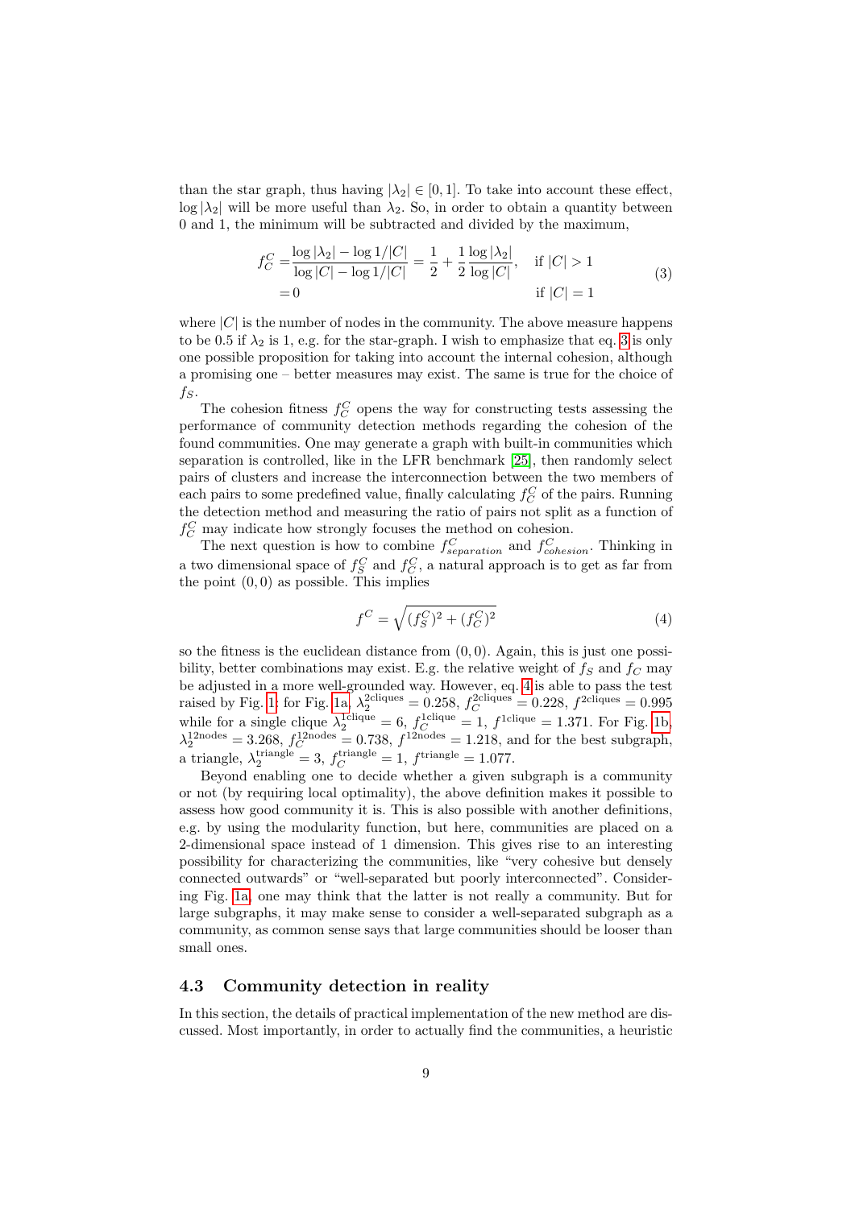than the star graph, thus having $|\lambda_2| \in [0, 1]$. To take into account these effect, $\log |\lambda_2|$ will be more useful than $\lambda_2$. So, in order to obtain a quantity between 0 and 1, the minimum will be subtracted and divided by the maximum,

$$
\begin{aligned}
f_C^C =& \frac{\log |\lambda_2| - \log 1/|C|}{\log |C| - \log 1/|C|} = \frac{1}{2} + \frac{1}{2} \frac{\log |\lambda_2|}{\log |C|}, \quad \text{if } |C| > 1 \\
=& 0 \qquad\qquad\qquad\qquad\qquad\qquad\qquad\qquad \text{if } |C| = 1
\end{aligned}
\tag{3}
$$

where $|C|$ is the number of nodes in the community. The above measure happens to be 0.5 if $\lambda_2$ is 1, e.g. for the star-graph. I wish to emphasize that eq. 3 is only one possible proposition for taking into account the internal cohesion, although a promising one – better measures may exist. The same is true for the choice of $f_S$.

The cohesion fitness $f_C^C$ opens the way for constructing tests assessing the performance of community detection methods regarding the cohesion of the found communities. One may generate a graph with built-in communities which separation is controlled, like in the LFR benchmark [25], then randomly select pairs of clusters and increase the interconnection between the two members of each pairs to some predefined value, finally calculating $f_C^C$ of the pairs. Running the detection method and measuring the ratio of pairs not split as a function of $f_C^C$ may indicate how strongly focuses the method on cohesion.

The next question is how to combine $f_{separation}^C$ and $f_{cohesion}^C$. Thinking in a two dimensional space of $f_S^C$ and $f_C^C$, a natural approach is to get as far from the point $(0, 0)$ as possible. This implies

$$
f^C = \sqrt{(f_S^C)^2 + (f_C^C)^2}
\tag{4}
$$

so the fitness is the euclidean distance from $(0, 0)$. Again, this is just one possibility, better combinations may exist. E.g. the relative weight of $f_S$ and $f_C$ may be adjusted in a more well-grounded way. However, eq. 4 is able to pass the test raised by Fig. 1: for Fig. 1a, $\lambda_2^{\text{2cliques}} = 0.258$, $f_C^{\text{2cliques}} = 0.228$, $f^{\text{2cliques}} = 0.995$ while for a single clique $\lambda_2^{\text{1clique}} = 6$, $f_C^{\text{1clique}} = 1$, $f^{\text{1clique}} = 1.371$. For Fig. 1b, $\lambda_2^{\text{12nodes}} = 3.268$, $f_C^{\text{12nodes}} = 0.738$, $f^{\text{12nodes}} = 1.218$, and for the best subgraph, a triangle, $\lambda_2^{\text{triangle}} = 3$, $f_C^{\text{triangle}} = 1$, $f^{\text{triangle}} = 1.077$.

Beyond enabling one to decide whether a given subgraph is a community or not (by requiring local optimality), the above definition makes it possible to assess how good community it is. This is also possible with another definitions, e.g. by using the modularity function, but here, communities are placed on a 2-dimensional space instead of 1 dimension. This gives rise to an interesting possibility for characterizing the communities, like "very cohesive but densely connected outwards" or "well-separated but poorly interconnected". Considering Fig. 1a, one may think that the latter is not really a community. But for large subgraphs, it may make sense to consider a well-separated subgraph as a community, as common sense says that large communities should be looser than small ones.

### 4.3 Community detection in reality

In this section, the details of practical implementation of the new method are discussed. Most importantly, in order to actually find the communities, a heuristic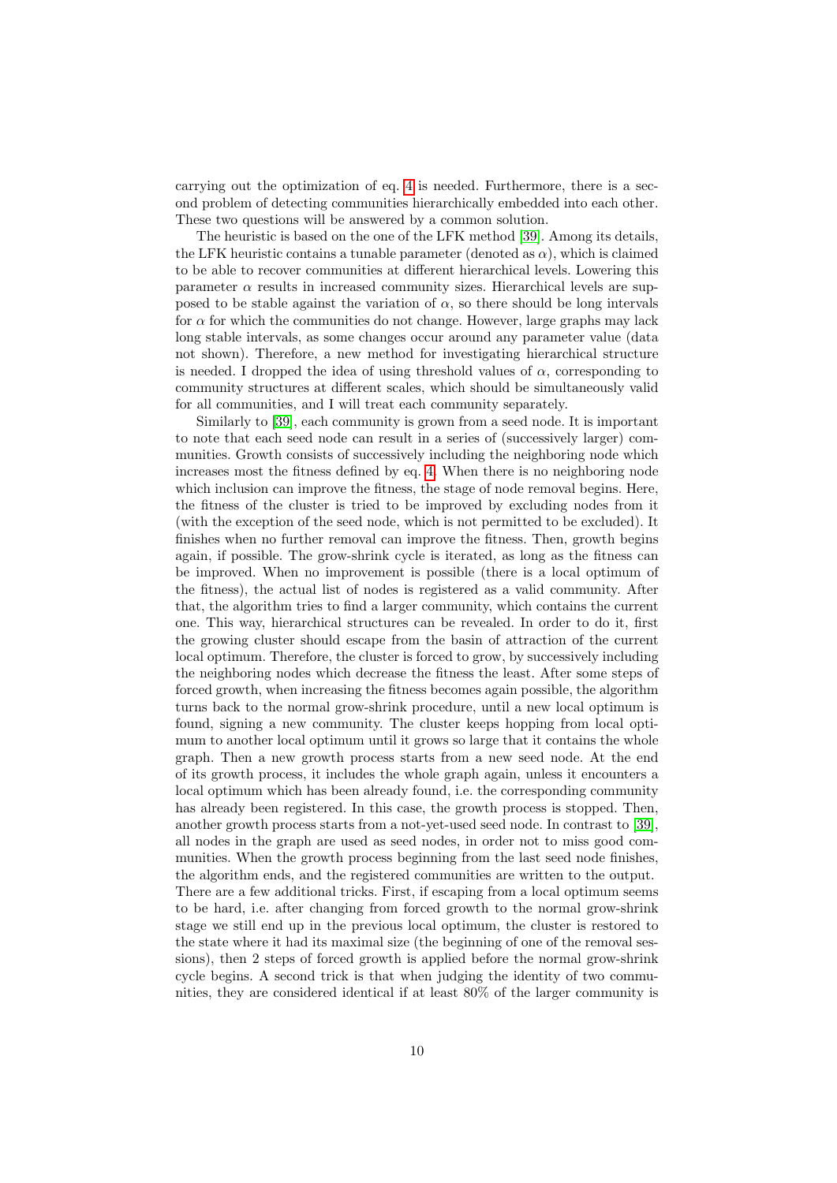carrying out the optimization of eq. 4 is needed. Furthermore, there is a second problem of detecting communities hierarchically embedded into each other. These two questions will be answered by a common solution.

The heuristic is based on the one of the LFK method [39]. Among its details, the LFK heuristic contains a tunable parameter (denoted as $\alpha$), which is claimed to be able to recover communities at different hierarchical levels. Lowering this parameter $\alpha$ results in increased community sizes. Hierarchical levels are supposed to be stable against the variation of $\alpha$, so there should be long intervals for $\alpha$ for which the communities do not change. However, large graphs may lack long stable intervals, as some changes occur around any parameter value (data not shown). Therefore, a new method for investigating hierarchical structure is needed. I dropped the idea of using threshold values of $\alpha$, corresponding to community structures at different scales, which should be simultaneously valid for all communities, and I will treat each community separately.

Similarly to [39], each community is grown from a seed node. It is important to note that each seed node can result in a series of (successively larger) communities. Growth consists of successively including the neighboring node which increases most the fitness defined by eq. 4. When there is no neighboring node which inclusion can improve the fitness, the stage of node removal begins. Here, the fitness of the cluster is tried to be improved by excluding nodes from it (with the exception of the seed node, which is not permitted to be excluded). It finishes when no further removal can improve the fitness. Then, growth begins again, if possible. The grow-shrink cycle is iterated, as long as the fitness can be improved. When no improvement is possible (there is a local optimum of the fitness), the actual list of nodes is registered as a valid community. After that, the algorithm tries to find a larger community, which contains the current one. This way, hierarchical structures can be revealed. In order to do it, first the growing cluster should escape from the basin of attraction of the current local optimum. Therefore, the cluster is forced to grow, by successively including the neighboring nodes which decrease the fitness the least. After some steps of forced growth, when increasing the fitness becomes again possible, the algorithm turns back to the normal grow-shrink procedure, until a new local optimum is found, signing a new community. The cluster keeps hopping from local optimum to another local optimum until it grows so large that it contains the whole graph. Then a new growth process starts from a new seed node. At the end of its growth process, it includes the whole graph again, unless it encounters a local optimum which has been already found, i.e. the corresponding community has already been registered. In this case, the growth process is stopped. Then, another growth process starts from a not-yet-used seed node. In contrast to [39], all nodes in the graph are used as seed nodes, in order not to miss good communities. When the growth process beginning from the last seed node finishes, the algorithm ends, and the registered communities are written to the output.
There are a few additional tricks. First, if escaping from a local optimum seems to be hard, i.e. after changing from forced growth to the normal grow-shrink stage we still end up in the previous local optimum, the cluster is restored to the state where it had its maximal size (the beginning of one of the removal sessions), then 2 steps of forced growth is applied before the normal grow-shrink cycle begins. A second trick is that when judging the identity of two communities, they are considered identical if at least 80% of the larger community is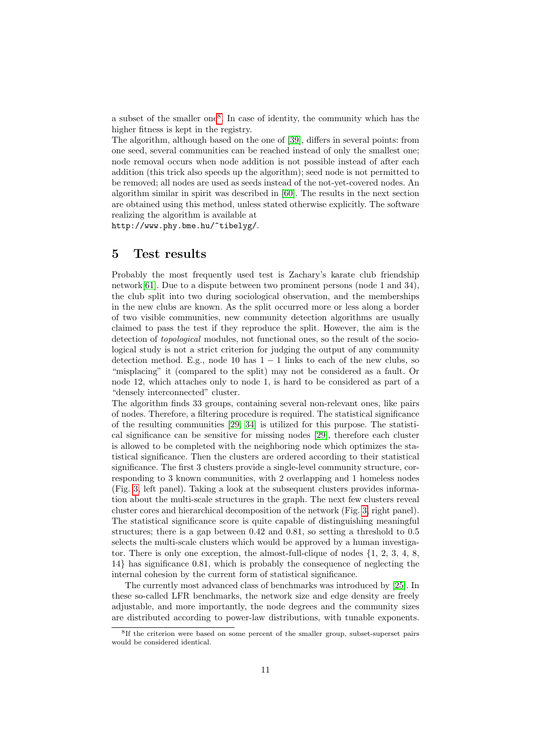a subset of the smaller one[8]. In case of identity, the community which has the higher fitness is kept in the registry.
The algorithm, although based on the one of [39], differs in several points: from one seed, several communities can be reached instead of only the smallest one; node removal occurs when node addition is not possible instead of after each addition (this trick also speeds up the algorithm); seed node is not permitted to be removed; all nodes are used as seeds instead of the not-yet-covered nodes. An algorithm similar in spirit was described in [60]. The results in the next section are obtained using this method, unless stated otherwise explicitly. The software realizing the algorithm is available at
`http://www.phy.bme.hu/~tibelyg/`.

## 5 Test results

Probably the most frequently used test is Zachary's karate club friendship network[61]. Due to a dispute between two prominent persons (node 1 and 34), the club split into two during sociological observation, and the memberships in the new clubs are known. As the split occurred more or less along a border of two visible communities, new community detection algorithms are usually claimed to pass the test if they reproduce the split. However, the aim is the detection of *topological* modules, not functional ones, so the result of the sociological study is not a strict criterion for judging the output of any community detection method. E.g., node 10 has $1 - 1$ links to each of the new clubs, so "misplacing" it (compared to the split) may not be considered as a fault. Or node 12, which attaches only to node 1, is hard to be considered as part of a "densely interconnected" cluster.
The algorithm finds 33 groups, containing several non-relevant ones, like pairs of nodes. Therefore, a filtering procedure is required. The statistical significance of the resulting communities [29, 34] is utilized for this purpose. The statistical significance can be sensitive for missing nodes [29], therefore each cluster is allowed to be completed with the neighboring node which optimizes the statistical significance. Then the clusters are ordered according to their statistical significance. The first 3 clusters provide a single-level community structure, corresponding to 3 known communities, with 2 overlapping and 1 homeless nodes (Fig. 3, left panel). Taking a look at the subsequent clusters provides information about the multi-scale structures in the graph. The next few clusters reveal cluster cores and hierarchical decomposition of the network (Fig. 3, right panel). The statistical significance score is quite capable of distinguishing meaningful structures; there is a gap between 0.42 and 0.81, so setting a threshold to 0.5 selects the multi-scale clusters which would be approved by a human investigator. There is only one exception, the almost-full-clique of nodes {1, 2, 3, 4, 8, 14} has significance 0.81, which is probably the consequence of neglecting the internal cohesion by the current form of statistical significance.

The currently most advanced class of benchmarks was introduced by [25]. In these so-called LFR benchmarks, the network size and edge density are freely adjustable, and more importantly, the node degrees and the community sizes are distributed according to power-law distributions, with tunable exponents.

[8] If the criterion were based on some percent of the smaller group, subset-superset pairs would be considered identical.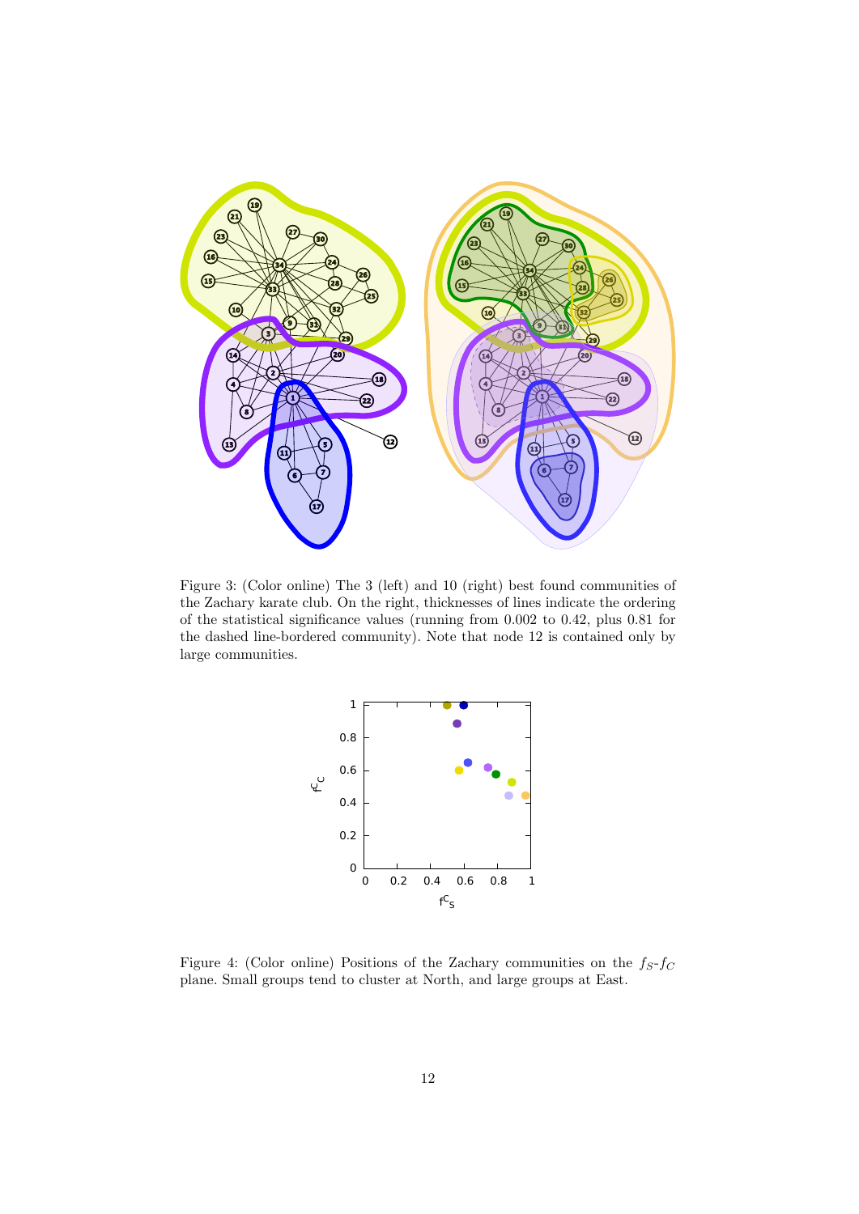Figure 3: (Color online) The 3 (left) and 10 (right) best found communities of the Zachary karate club. On the right, thicknesses of lines indicate the ordering of the statistical significance values (running from 0.002 to 0.42, plus 0.81 for the dashed line-bordered community). Note that node 12 is contained only by large communities.

Figure 4: (Color online) Positions of the Zachary communities on the $f_S$-$f_C$ plane. Small groups tend to cluster at North, and large groups at East.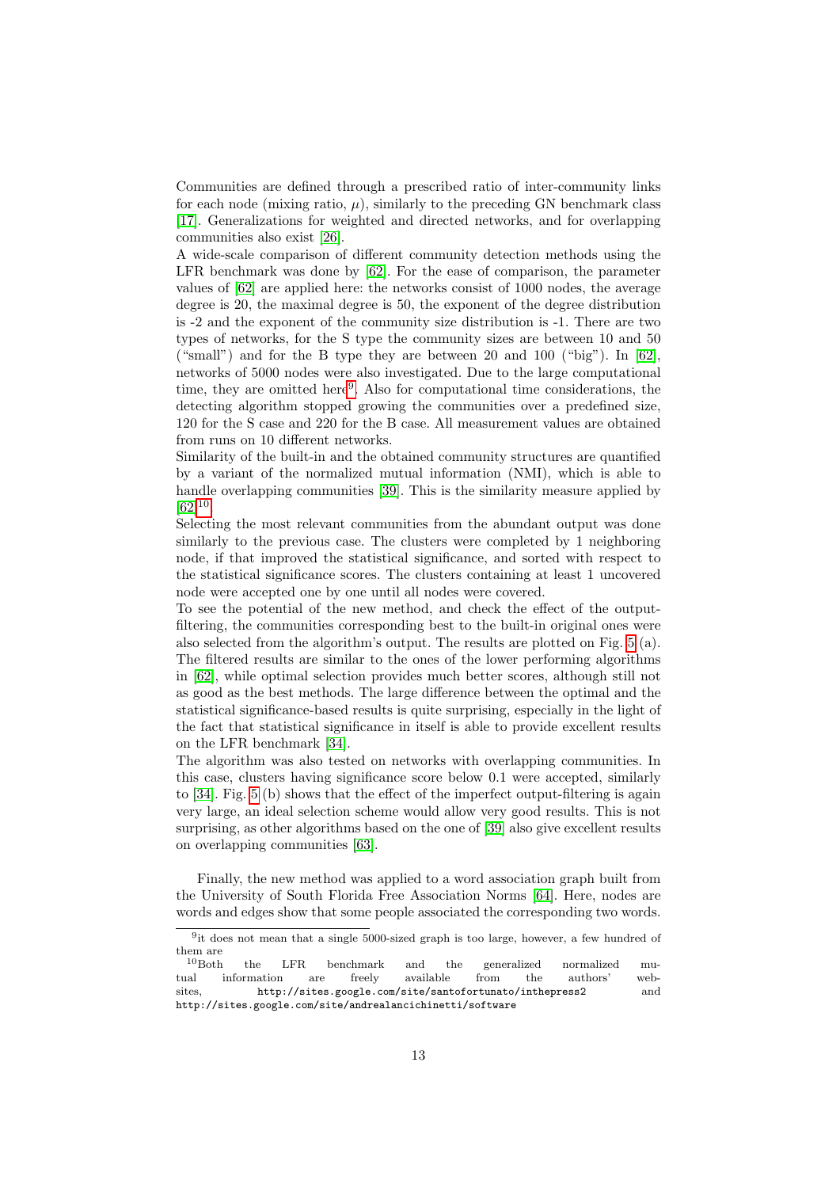Communities are defined through a prescribed ratio of inter-community links for each node (mixing ratio, $\mu$), similarly to the preceding GN benchmark class [17]. Generalizations for weighted and directed networks, and for overlapping communities also exist [26].

A wide-scale comparison of different community detection methods using the LFR benchmark was done by [62]. For the ease of comparison, the parameter values of [62] are applied here: the networks consist of 1000 nodes, the average degree is 20, the maximal degree is 50, the exponent of the degree distribution is -2 and the exponent of the community size distribution is -1. There are two types of networks, for the S type the community sizes are between 10 and 50 ("small") and for the B type they are between 20 and 100 ("big"). In [62], networks of 5000 nodes were also investigated. Due to the large computational time, they are omitted here[9]. Also for computational time considerations, the detecting algorithm stopped growing the communities over a predefined size, 120 for the S case and 220 for the B case. All measurement values are obtained from runs on 10 different networks.

Similarity of the built-in and the obtained community structures are quantified by a variant of the normalized mutual information (NMI), which is able to handle overlapping communities [39]. This is the similarity measure applied by [62][10].

Selecting the most relevant communities from the abundant output was done similarly to the previous case. The clusters were completed by 1 neighboring node, if that improved the statistical significance, and sorted with respect to the statistical significance scores. The clusters containing at least 1 uncovered node were accepted one by one until all nodes were covered.

To see the potential of the new method, and check the effect of the output-filtering, the communities corresponding best to the built-in original ones were also selected from the algorithm's output. The results are plotted on Fig. 5 (a). The filtered results are similar to the ones of the lower performing algorithms in [62], while optimal selection provides much better scores, although still not as good as the best methods. The large difference between the optimal and the statistical significance-based results is quite surprising, especially in the light of the fact that statistical significance in itself is able to provide excellent results on the LFR benchmark [34].

The algorithm was also tested on networks with overlapping communities. In this case, clusters having significance score below 0.1 were accepted, similarly to [34]. Fig. 5 (b) shows that the effect of the imperfect output-filtering is again very large, an ideal selection scheme would allow very good results. This is not surprising, as other algorithms based on the one of [39] also give excellent results on overlapping communities [63].

Finally, the new method was applied to a word association graph built from the University of South Florida Free Association Norms [64]. Here, nodes are words and edges show that some people associated the corresponding two words.

---

[9] it does not mean that a single 5000-sized graph is too large, however, a few hundred of them are

[10] Both the LFR benchmark and the generalized normalized mutual information are freely available from the authors' websites, http://sites.google.com/site/santofortunato/inthepress2 and http://sites.google.com/site/andrealancichinetti/software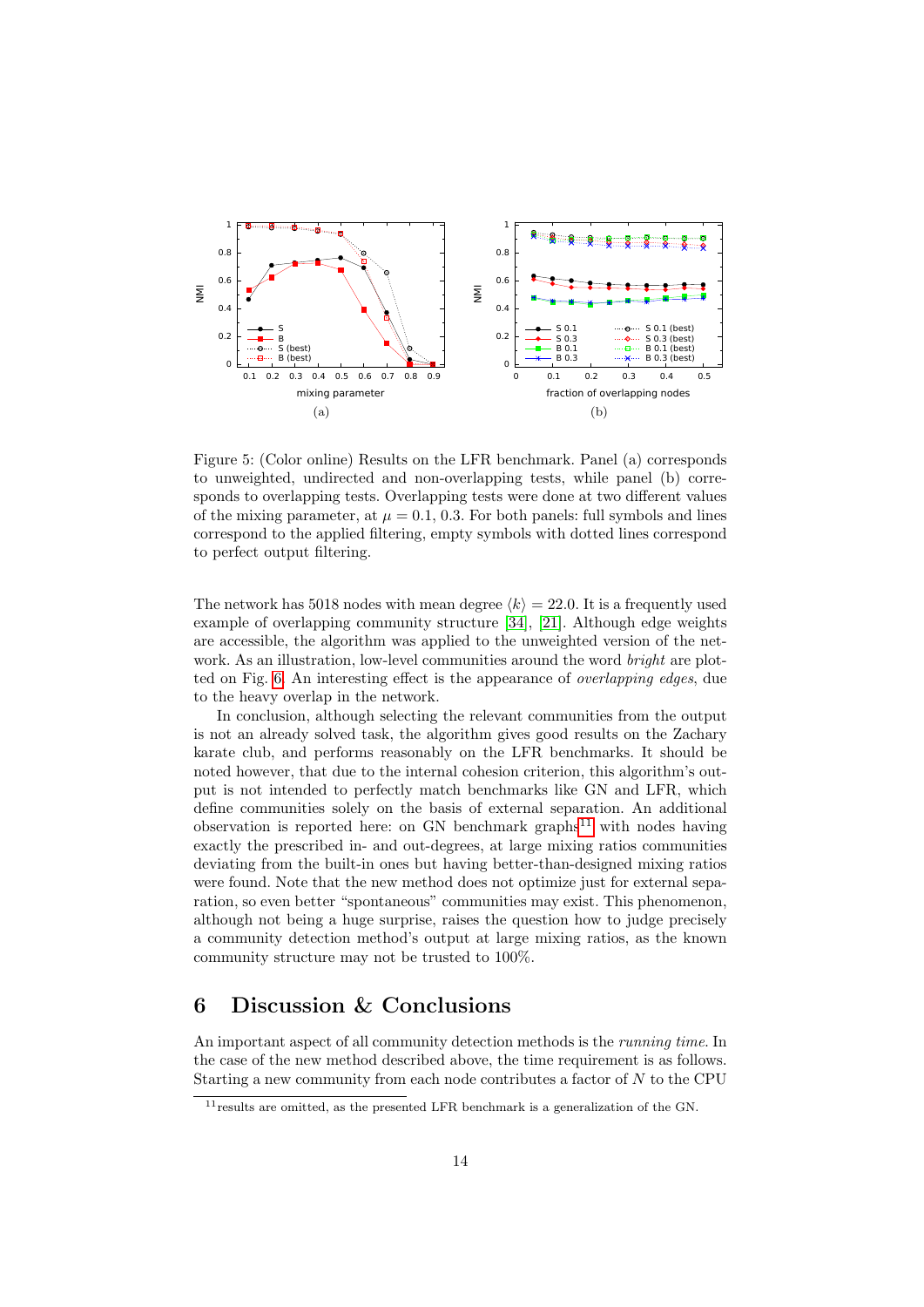Figure 5: (Color online) Results on the LFR benchmark. Panel (a) corresponds to unweighted, undirected and non-overlapping tests, while panel (b) corresponds to overlapping tests. Overlapping tests were done at two different values of the mixing parameter, at $\mu = 0.1, 0.3$. For both panels: full symbols and lines correspond to the applied filtering, empty symbols with dotted lines correspond to perfect output filtering.

The network has 5018 nodes with mean degree $\langle k \rangle = 22.0$. It is a frequently used example of overlapping community structure [34], [21]. Although edge weights are accessible, the algorithm was applied to the unweighted version of the network. As an illustration, low-level communities around the word *bright* are plotted on Fig. 6. An interesting effect is the appearance of *overlapping edges*, due to the heavy overlap in the network.

In conclusion, although selecting the relevant communities from the output is not an already solved task, the algorithm gives good results on the Zachary karate club, and performs reasonably on the LFR benchmarks. It should be noted however, that due to the internal cohesion criterion, this algorithm's output is not intended to perfectly match benchmarks like GN and LFR, which define communities solely on the basis of external separation. An additional observation is reported here: on GN benchmark graphs[11] with nodes having exactly the prescribed in- and out-degrees, at large mixing ratios communities deviating from the built-in ones but having better-than-designed mixing ratios were found. Note that the new method does not optimize just for external separation, so even better "spontaneous" communities may exist. This phenomenon, although not being a huge surprise, raises the question how to judge precisely a community detection method's output at large mixing ratios, as the known community structure may not be trusted to 100%.

## 6 Discussion & Conclusions

An important aspect of all community detection methods is the *running time*. In the case of the new method described above, the time requirement is as follows. Starting a new community from each node contributes a factor of $N$ to the CPU

[11] results are omitted, as the presented LFR benchmark is a generalization of the GN.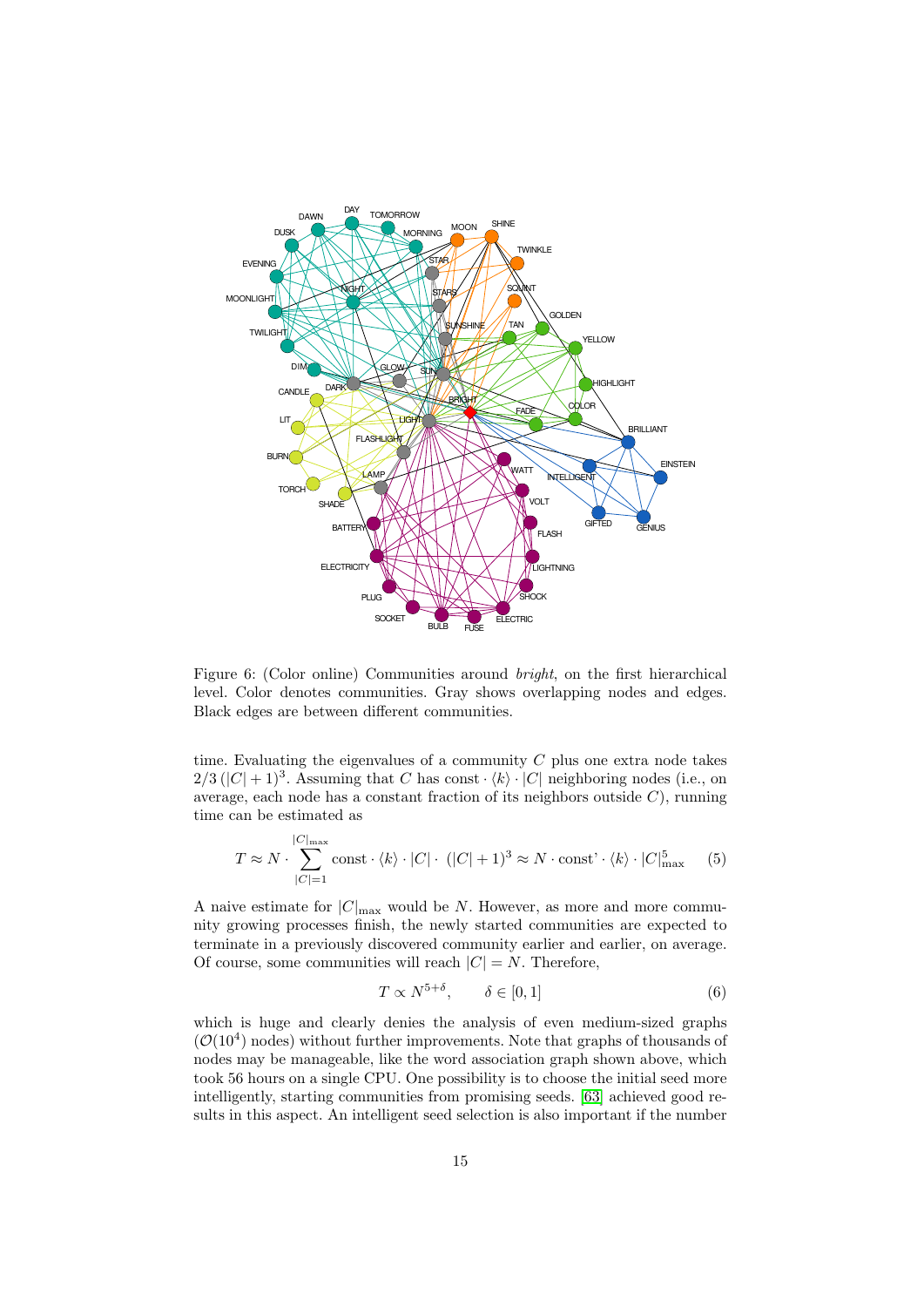Figure 6: (Color online) Communities around *bright*, on the first hierarchical level. Color denotes communities. Gray shows overlapping nodes and edges. Black edges are between different communities.

time. Evaluating the eigenvalues of a community $C$ plus one extra node takes $2/3\,(|C|+1)^3$. Assuming that $C$ has const $\cdot \langle k \rangle \cdot |C|$ neighboring nodes (i.e., on average, each node has a constant fraction of its neighbors outside $C$), running time can be estimated as

$$T \approx N \cdot \sum_{|C|=1}^{|C|_{\max}} \text{const} \cdot \langle k \rangle \cdot |C| \cdot \; (|C|+1)^3 \approx N \cdot \text{const'} \cdot \langle k \rangle \cdot |C|_{\max}^5 \qquad (5)$$

A naive estimate for $|C|_{\max}$ would be $N$. However, as more and more community growing processes finish, the newly started communities are expected to terminate in a previously discovered community earlier and earlier, on average. Of course, some communities will reach $|C| = N$. Therefore,

$$T \propto N^{5+\delta}, \qquad \delta \in [0,1] \qquad (6)$$

which is huge and clearly denies the analysis of even medium-sized graphs ($\mathcal{O}(10^4)$ nodes) without further improvements. Note that graphs of thousands of nodes may be manageable, like the word association graph shown above, which took 56 hours on a single CPU. One possibility is to choose the initial seed more intelligently, starting communities from promising seeds. [63] achieved good results in this aspect. An intelligent seed selection is also important if the number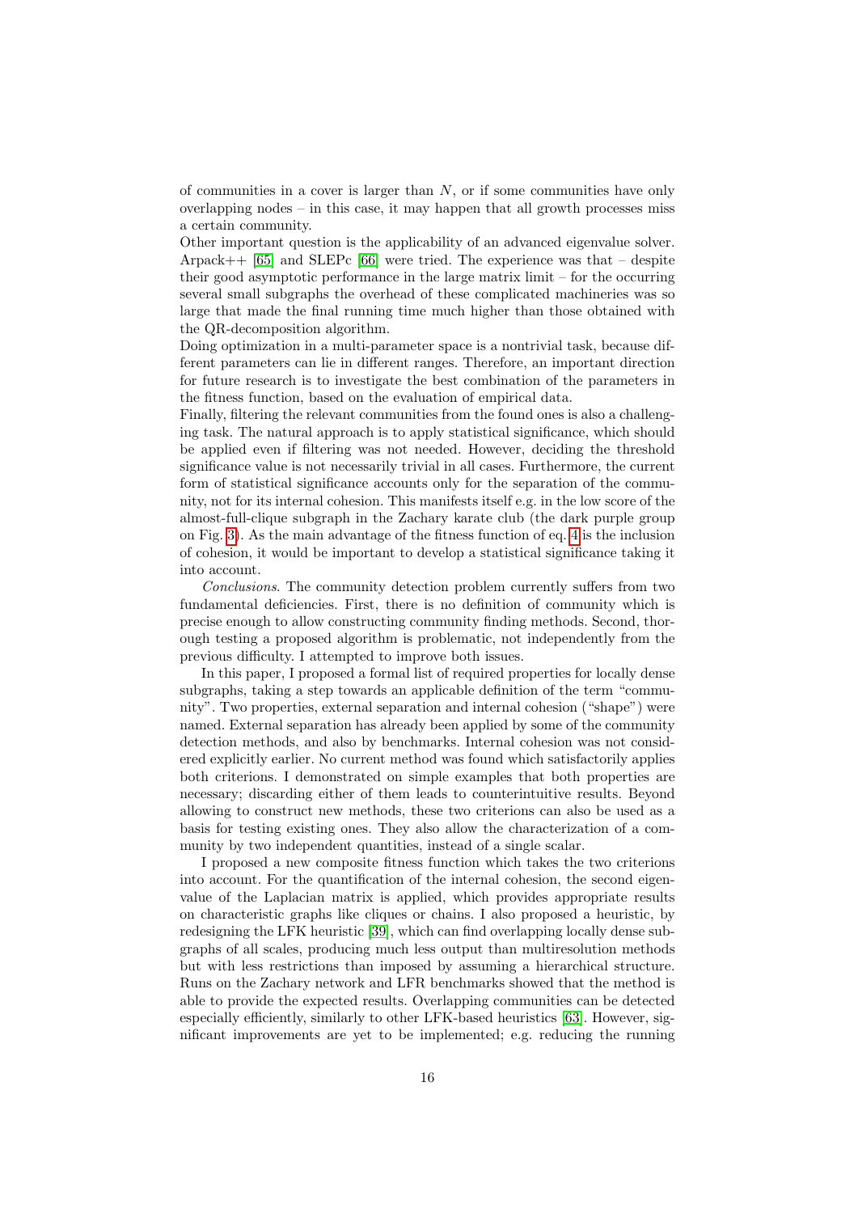of communities in a cover is larger than $N$, or if some communities have only overlapping nodes – in this case, it may happen that all growth processes miss a certain community.

Other important question is the applicability of an advanced eigenvalue solver. Arpack++ [65] and SLEPc [66] were tried. The experience was that – despite their good asymptotic performance in the large matrix limit – for the occurring several small subgraphs the overhead of these complicated machineries was so large that made the final running time much higher than those obtained with the QR-decomposition algorithm.

Doing optimization in a multi-parameter space is a nontrivial task, because different parameters can lie in different ranges. Therefore, an important direction for future research is to investigate the best combination of the parameters in the fitness function, based on the evaluation of empirical data.

Finally, filtering the relevant communities from the found ones is also a challenging task. The natural approach is to apply statistical significance, which should be applied even if filtering was not needed. However, deciding the threshold significance value is not necessarily trivial in all cases. Furthermore, the current form of statistical significance accounts only for the separation of the community, not for its internal cohesion. This manifests itself e.g. in the low score of the almost-full-clique subgraph in the Zachary karate club (the dark purple group on Fig. 3). As the main advantage of the fitness function of eq. 4 is the inclusion of cohesion, it would be important to develop a statistical significance taking it into account.

*Conclusions.* The community detection problem currently suffers from two fundamental deficiencies. First, there is no definition of community which is precise enough to allow constructing community finding methods. Second, thorough testing a proposed algorithm is problematic, not independently from the previous difficulty. I attempted to improve both issues.

In this paper, I proposed a formal list of required properties for locally dense subgraphs, taking a step towards an applicable definition of the term "community". Two properties, external separation and internal cohesion ("shape") were named. External separation has already been applied by some of the community detection methods, and also by benchmarks. Internal cohesion was not considered explicitly earlier. No current method was found which satisfactorily applies both criterions. I demonstrated on simple examples that both properties are necessary; discarding either of them leads to counterintuitive results. Beyond allowing to construct new methods, these two criterions can also be used as a basis for testing existing ones. They also allow the characterization of a community by two independent quantities, instead of a single scalar.

I proposed a new composite fitness function which takes the two criterions into account. For the quantification of the internal cohesion, the second eigenvalue of the Laplacian matrix is applied, which provides appropriate results on characteristic graphs like cliques or chains. I also proposed a heuristic, by redesigning the LFK heuristic [39], which can find overlapping locally dense subgraphs of all scales, producing much less output than multiresolution methods but with less restrictions than imposed by assuming a hierarchical structure. Runs on the Zachary network and LFR benchmarks showed that the method is able to provide the expected results. Overlapping communities can be detected especially efficiently, similarly to other LFK-based heuristics [63]. However, significant improvements are yet to be implemented; e.g. reducing the running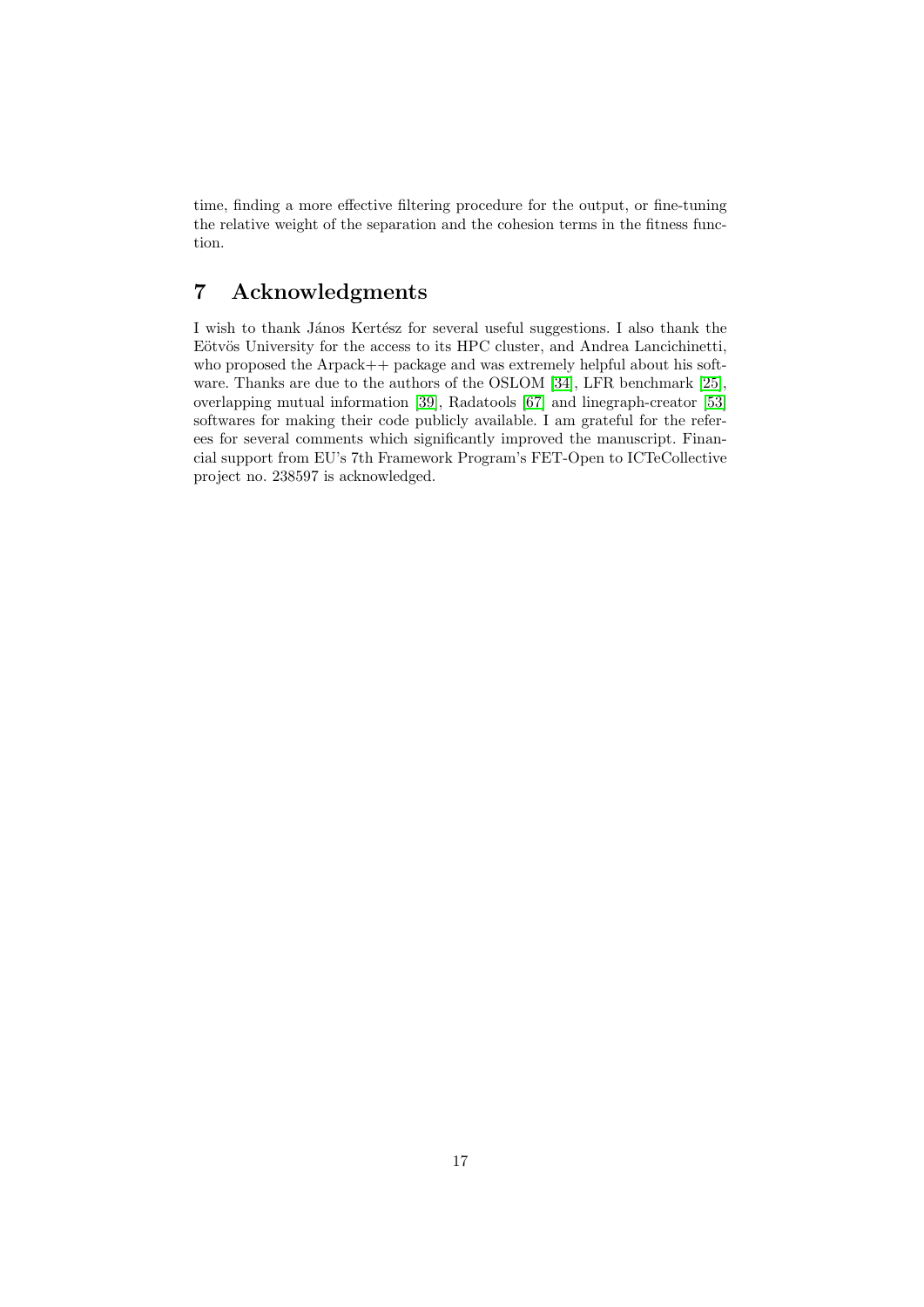time, finding a more effective filtering procedure for the output, or fine-tuning the relative weight of the separation and the cohesion terms in the fitness function.

# 7 Acknowledgments

I wish to thank János Kertész for several useful suggestions. I also thank the Eötvös University for the access to its HPC cluster, and Andrea Lancichinetti, who proposed the Arpack++ package and was extremely helpful about his software. Thanks are due to the authors of the OSLOM [34], LFR benchmark [25], overlapping mutual information [39], Radatools [67] and linegraph-creator [53] softwares for making their code publicly available. I am grateful for the referees for several comments which significantly improved the manuscript. Financial support from EU's 7th Framework Program's FET-Open to ICTeCollective project no. 238597 is acknowledged.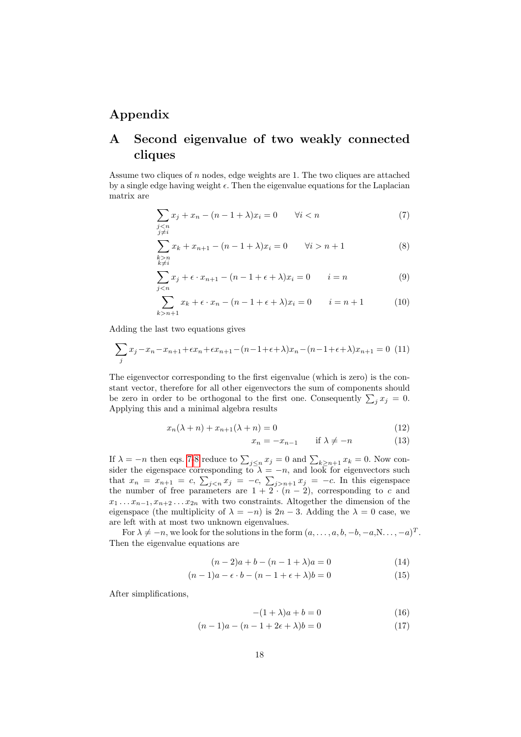# Appendix

## A Second eigenvalue of two weakly connected cliques

Assume two cliques of $n$ nodes, edge weights are 1. The two cliques are attached by a single edge having weight $\epsilon$. Then the eigenvalue equations for the Laplacian matrix are

$$\sum_{\substack{j<n \\ j\neq i}} x_j + x_n - (n-1+\lambda)x_i = 0 \qquad \forall i < n \tag{7}$$

$$\sum_{\substack{k>n \\ k\neq i}} x_k + x_{n+1} - (n-1+\lambda)x_i = 0 \qquad \forall i > n+1 \tag{8}$$

$$\sum_{j<n} x_j + \epsilon \cdot x_{n+1} - (n-1+\epsilon+\lambda)x_i = 0 \qquad i = n \tag{9}$$

$$\sum_{k>n+1} x_k + \epsilon \cdot x_n - (n-1+\epsilon+\lambda)x_i = 0 \qquad i = n+1 \tag{10}$$

Adding the last two equations gives

$$\sum_j x_j - x_n - x_{n+1} + \epsilon x_n + \epsilon x_{n+1} - (n-1+\epsilon+\lambda)x_n - (n-1+\epsilon+\lambda)x_{n+1} = 0 \tag{11}$$

The eigenvector corresponding to the first eigenvalue (which is zero) is the constant vector, therefore for all other eigenvectors the sum of components should be zero in order to be orthogonal to the first one. Consequently $\sum_j x_j = 0$. Applying this and a minimal algebra results

$$x_n(\lambda+n) + x_{n+1}(\lambda+n) = 0 \tag{12}$$

$$x_n = -x_{n-1} \qquad \text{if } \lambda \neq -n \tag{13}$$

If $\lambda = -n$ then eqs. 7,8 reduce to $\sum_{j\leq n} x_j = 0$ and $\sum_{k\geq n+1} x_k = 0$. Now consider the eigenspace corresponding to $\lambda = -n$, and look for eigenvectors such that $x_n = x_{n+1} = c$, $\sum_{j<n} x_j = -c$, $\sum_{j>n+1} x_j = -c$. In this eigenspace the number of free parameters are $1 + 2\cdot(n-2)$, corresponding to $c$ and $x_1 \ldots x_{n-1}, x_{n+2} \ldots x_{2n}$ with two constraints. Altogether the dimension of the eigenspace (the multiplicity of $\lambda = -n$) is $2n-3$. Adding the $\lambda = 0$ case, we are left with at most two unknown eigenvalues.

For $\lambda \neq -n$, we look for the solutions in the form $(a, \ldots, a, b, -b, -a, \text{N}\ldots, -a)^T$. Then the eigenvalue equations are

$$(n-2)a + b - (n-1+\lambda)a = 0 \tag{14}$$

$$(n-1)a - \epsilon \cdot b - (n-1+\epsilon+\lambda)b = 0 \tag{15}$$

After simplifications,

$$-(1+\lambda)a + b = 0 \tag{16}$$

$$(n-1)a - (n-1+2\epsilon+\lambda)b = 0 \tag{17}$$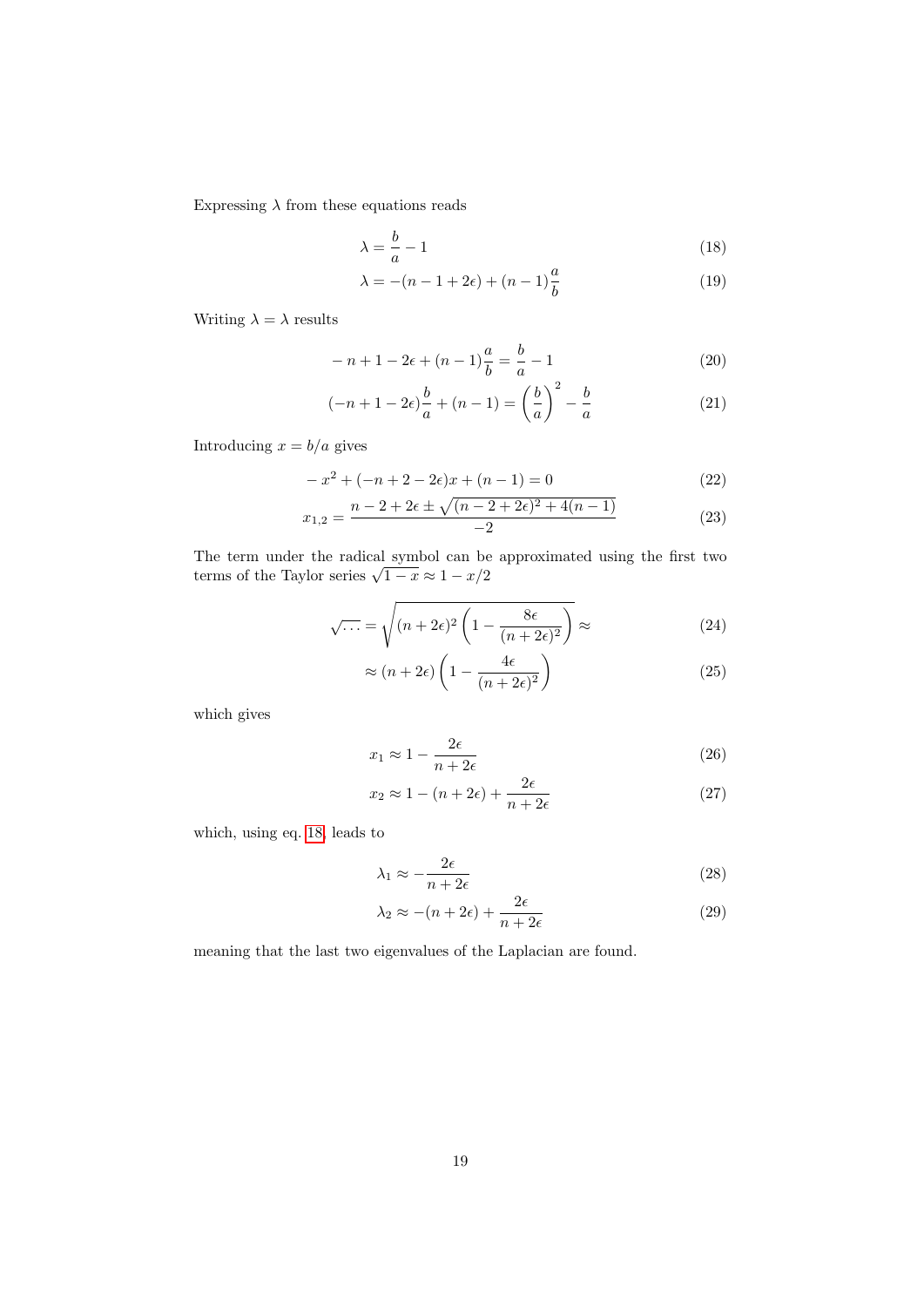Expressing $\lambda$ from these equations reads

$$\lambda = \frac{b}{a} - 1 \tag{18}$$

$$\lambda = -(n - 1 + 2\epsilon) + (n - 1)\frac{a}{b} \tag{19}$$

Writing $\lambda = \lambda$ results

$$-n + 1 - 2\epsilon + (n-1)\frac{a}{b} = \frac{b}{a} - 1 \tag{20}$$

$$(-n + 1 - 2\epsilon)\frac{b}{a} + (n - 1) = \left(\frac{b}{a}\right)^2 - \frac{b}{a} \tag{21}$$

Introducing $x = b/a$ gives

$$-x^2 + (-n + 2 - 2\epsilon)x + (n - 1) = 0 \tag{22}$$

$$x_{1,2} = \frac{n - 2 + 2\epsilon \pm \sqrt{(n - 2 + 2\epsilon)^2 + 4(n-1)}}{-2} \tag{23}$$

The term under the radical symbol can be approximated using the first two terms of the Taylor series $\sqrt{1-x} \approx 1 - x/2$

$$\sqrt{\cdots} = \sqrt{(n + 2\epsilon)^2 \left(1 - \frac{8\epsilon}{(n + 2\epsilon)^2}\right)} \approx \tag{24}$$

$$\approx (n + 2\epsilon)\left(1 - \frac{4\epsilon}{(n + 2\epsilon)^2}\right) \tag{25}$$

which gives

$$x_1 \approx 1 - \frac{2\epsilon}{n + 2\epsilon} \tag{26}$$

$$x_2 \approx 1 - (n + 2\epsilon) + \frac{2\epsilon}{n + 2\epsilon} \tag{27}$$

which, using eq. 18, leads to

$$\lambda_1 \approx -\frac{2\epsilon}{n + 2\epsilon} \tag{28}$$

$$\lambda_2 \approx -(n + 2\epsilon) + \frac{2\epsilon}{n + 2\epsilon} \tag{29}$$

meaning that the last two eigenvalues of the Laplacian are found.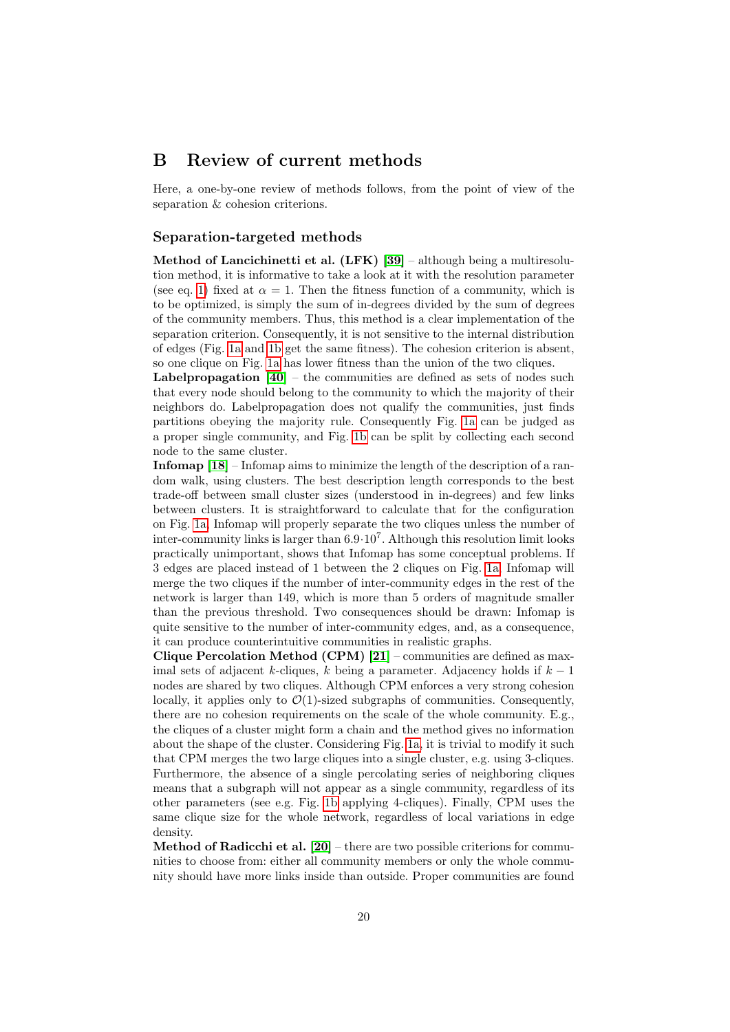## B Review of current methods

Here, a one-by-one review of methods follows, from the point of view of the separation & cohesion criterions.

### Separation-targeted methods

**Method of Lancichinetti et al. (LFK)** [39] – although being a multiresolution method, it is informative to take a look at it with the resolution parameter (see eq. 1) fixed at $\alpha = 1$. Then the fitness function of a community, which is to be optimized, is simply the sum of in-degrees divided by the sum of degrees of the community members. Thus, this method is a clear implementation of the separation criterion. Consequently, it is not sensitive to the internal distribution of edges (Fig. 1a and 1b get the same fitness). The cohesion criterion is absent, so one clique on Fig. 1a has lower fitness than the union of the two cliques.

**Labelpropagation** [40] – the communities are defined as sets of nodes such that every node should belong to the community to which the majority of their neighbors do. Labelpropagation does not qualify the communities, just finds partitions obeying the majority rule. Consequently Fig. 1a can be judged as a proper single community, and Fig. 1b can be split by collecting each second node to the same cluster.

**Infomap** [18] – Infomap aims to minimize the length of the description of a random walk, using clusters. The best description length corresponds to the best trade-off between small cluster sizes (understood in in-degrees) and few links between clusters. It is straightforward to calculate that for the configuration on Fig. 1a. Infomap will properly separate the two cliques unless the number of inter-community links is larger than $6.9 \cdot 10^7$. Although this resolution limit looks practically unimportant, shows that Infomap has some conceptual problems. If 3 edges are placed instead of 1 between the 2 cliques on Fig. 1a, Infomap will merge the two cliques if the number of inter-community edges in the rest of the network is larger than 149, which is more than 5 orders of magnitude smaller than the previous threshold. Two consequences should be drawn: Infomap is quite sensitive to the number of inter-community edges, and, as a consequence, it can produce counterintuitive communities in realistic graphs.

**Clique Percolation Method (CPM)** [21] – communities are defined as maximal sets of adjacent $k$-cliques, $k$ being a parameter. Adjacency holds if $k-1$ nodes are shared by two cliques. Although CPM enforces a very strong cohesion locally, it applies only to $\mathcal{O}(1)$-sized subgraphs of communities. Consequently, there are no cohesion requirements on the scale of the whole community. E.g., the cliques of a cluster might form a chain and the method gives no information about the shape of the cluster. Considering Fig. 1a, it is trivial to modify it such that CPM merges the two large cliques into a single cluster, e.g. using 3-cliques. Furthermore, the absence of a single percolating series of neighboring cliques means that a subgraph will not appear as a single community, regardless of its other parameters (see e.g. Fig. 1b applying 4-cliques). Finally, CPM uses the same clique size for the whole network, regardless of local variations in edge density.

**Method of Radicchi et al.** [20] – there are two possible criterions for communities to choose from: either all community members or only the whole community should have more links inside than outside. Proper communities are found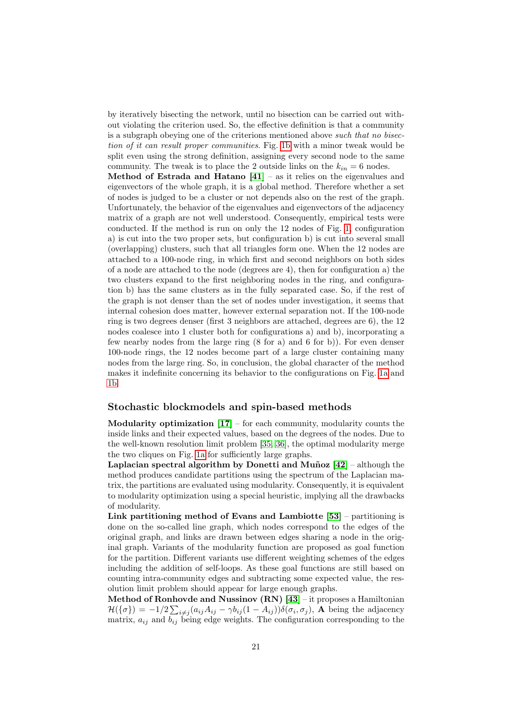by iteratively bisecting the network, until no bisection can be carried out without violating the criterion used. So, the effective definition is that a community is a subgraph obeying one of the criterions mentioned above *such that no bisection of it can result proper communities*. Fig. 1b with a minor tweak would be split even using the strong definition, assigning every second node to the same community. The tweak is to place the 2 outside links on the $k_{in} = 6$ nodes.

**Method of Estrada and Hatano [41]** – as it relies on the eigenvalues and eigenvectors of the whole graph, it is a global method. Therefore whether a set of nodes is judged to be a cluster or not depends also on the rest of the graph. Unfortunately, the behavior of the eigenvalues and eigenvectors of the adjacency matrix of a graph are not well understood. Consequently, empirical tests were conducted. If the method is run on only the 12 nodes of Fig. 1, configuration a) is cut into the two proper sets, but configuration b) is cut into several small (overlapping) clusters, such that all triangles form one. When the 12 nodes are attached to a 100-node ring, in which first and second neighbors on both sides of a node are attached to the node (degrees are 4), then for configuration a) the two clusters expand to the first neighboring nodes in the ring, and configuration b) has the same clusters as in the fully separated case. So, if the rest of the graph is not denser than the set of nodes under investigation, it seems that internal cohesion does matter, however external separation not. If the 100-node ring is two degrees denser (first 3 neighbors are attached, degrees are 6), the 12 nodes coalesce into 1 cluster both for configurations a) and b), incorporating a few nearby nodes from the large ring (8 for a) and 6 for b)). For even denser 100-node rings, the 12 nodes become part of a large cluster containing many nodes from the large ring. So, in conclusion, the global character of the method makes it indefinite concerning its behavior to the configurations on Fig. 1a and 1b.

## Stochastic blockmodels and spin-based methods

**Modularity optimization [17]** – for each community, modularity counts the inside links and their expected values, based on the degrees of the nodes. Due to the well-known resolution limit problem [35, 36], the optimal modularity merge the two cliques on Fig. 1a for sufficiently large graphs.

**Laplacian spectral algorithm by Donetti and Muñoz [42]** – although the method produces candidate partitions using the spectrum of the Laplacian matrix, the partitions are evaluated using modularity. Consequently, it is equivalent to modularity optimization using a special heuristic, implying all the drawbacks of modularity.

**Link partitioning method of Evans and Lambiotte [53]** – partitioning is done on the so-called line graph, which nodes correspond to the edges of the original graph, and links are drawn between edges sharing a node in the original graph. Variants of the modularity function are proposed as goal function for the partition. Different variants use different weighting schemes of the edges including the addition of self-loops. As these goal functions are still based on counting intra-community edges and subtracting some expected value, the resolution limit problem should appear for large enough graphs.

**Method of Ronhovde and Nussinov (RN) [43]** – it proposes a Hamiltonian $\mathcal{H}(\{\sigma\}) = -1/2 \sum_{i \neq j}(a_{ij}A_{ij} - \gamma b_{ij}(1 - A_{ij}))\delta(\sigma_i, \sigma_j)$, $\mathbf{A}$ being the adjacency matrix, $a_{ij}$ and $b_{ij}$ being edge weights. The configuration corresponding to the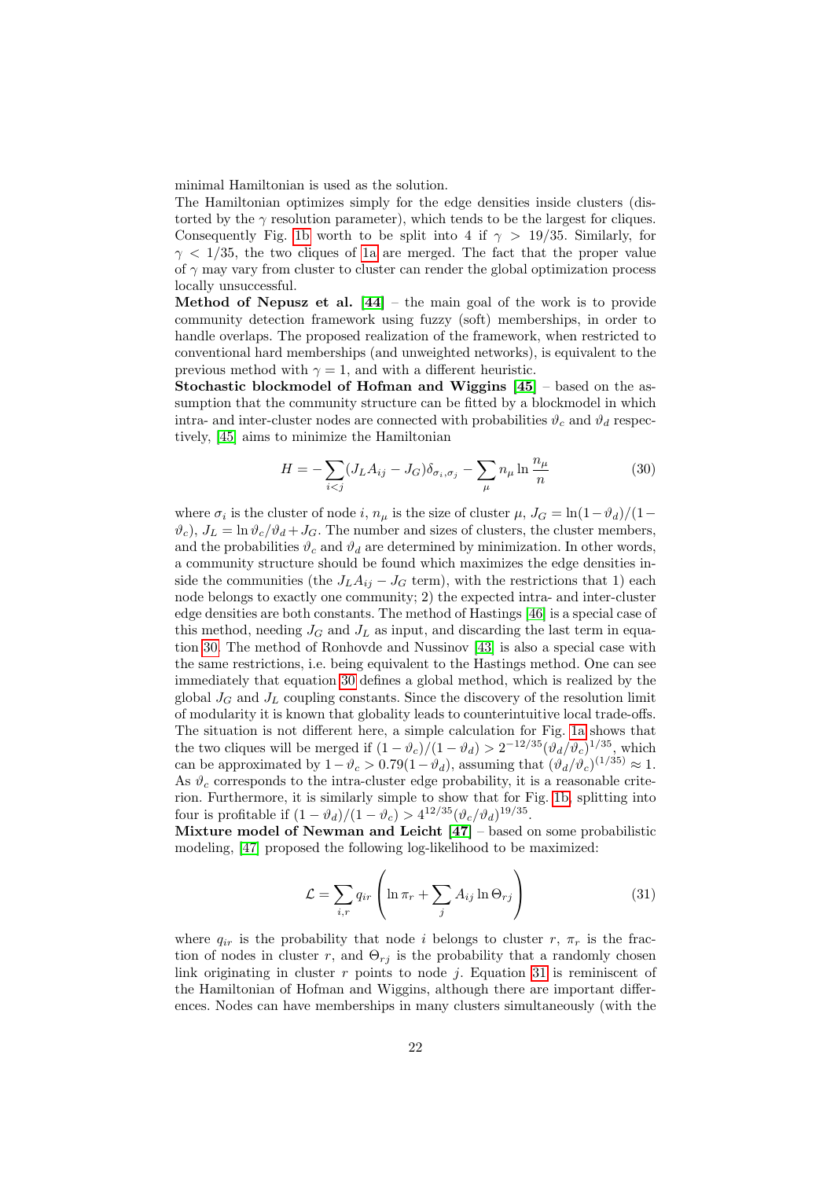minimal Hamiltonian is used as the solution.

The Hamiltonian optimizes simply for the edge densities inside clusters (distorted by the $\gamma$ resolution parameter), which tends to be the largest for cliques. Consequently Fig. 1b worth to be split into 4 if $\gamma > 19/35$. Similarly, for $\gamma < 1/35$, the two cliques of 1a are merged. The fact that the proper value of $\gamma$ may vary from cluster to cluster can render the global optimization process locally unsuccessful.

**Method of Nepusz et al. [44]** – the main goal of the work is to provide community detection framework using fuzzy (soft) memberships, in order to handle overlaps. The proposed realization of the framework, when restricted to conventional hard memberships (and unweighted networks), is equivalent to the previous method with $\gamma = 1$, and with a different heuristic.

**Stochastic blockmodel of Hofman and Wiggins [45]** – based on the assumption that the community structure can be fitted by a blockmodel in which intra- and inter-cluster nodes are connected with probabilities $\vartheta_c$ and $\vartheta_d$ respectively, [45] aims to minimize the Hamiltonian

$$H = -\sum_{i<j}(J_L A_{ij} - J_G)\delta_{\sigma_i,\sigma_j} - \sum_{\mu} n_\mu \ln\frac{n_\mu}{n} \tag{30}$$

where $\sigma_i$ is the cluster of node $i$, $n_\mu$ is the size of cluster $\mu$, $J_G = \ln(1-\vartheta_d)/(1-\vartheta_c)$, $J_L = \ln\vartheta_c/\vartheta_d + J_G$. The number and sizes of clusters, the cluster members, and the probabilities $\vartheta_c$ and $\vartheta_d$ are determined by minimization. In other words, a community structure should be found which maximizes the edge densities inside the communities (the $J_L A_{ij} - J_G$ term), with the restrictions that 1) each node belongs to exactly one community; 2) the expected intra- and inter-cluster edge densities are both constants. The method of Hastings [46] is a special case of this method, needing $J_G$ and $J_L$ as input, and discarding the last term in equation 30. The method of Ronhovde and Nussinov [43] is also a special case with the same restrictions, i.e. being equivalent to the Hastings method. One can see immediately that equation 30 defines a global method, which is realized by the global $J_G$ and $J_L$ coupling constants. Since the discovery of the resolution limit of modularity it is known that globality leads to counterintuitive local trade-offs. The situation is not different here, a simple calculation for Fig. 1a shows that the two cliques will be merged if $(1-\vartheta_c)/(1-\vartheta_d) > 2^{-12/35}(\vartheta_d/\vartheta_c)^{1/35}$, which can be approximated by $1-\vartheta_c > 0.79(1-\vartheta_d)$, assuming that $(\vartheta_d/\vartheta_c)^{(1/35)} \approx 1$. As $\vartheta_c$ corresponds to the intra-cluster edge probability, it is a reasonable criterion. Furthermore, it is similarly simple to show that for Fig. 1b, splitting into four is profitable if $(1-\vartheta_d)/(1-\vartheta_c) > 4^{12/35}(\vartheta_c/\vartheta_d)^{19/35}$.

**Mixture model of Newman and Leicht [47]** – based on some probabilistic modeling, [47] proposed the following log-likelihood to be maximized:

$$\mathcal{L} = \sum_{i,r} q_{ir}\left(\ln\pi_r + \sum_j A_{ij}\ln\Theta_{rj}\right) \tag{31}$$

where $q_{ir}$ is the probability that node $i$ belongs to cluster $r$, $\pi_r$ is the fraction of nodes in cluster $r$, and $\Theta_{rj}$ is the probability that a randomly chosen link originating in cluster $r$ points to node $j$. Equation 31 is reminiscent of the Hamiltonian of Hofman and Wiggins, although there are important differences. Nodes can have memberships in many clusters simultaneously (with the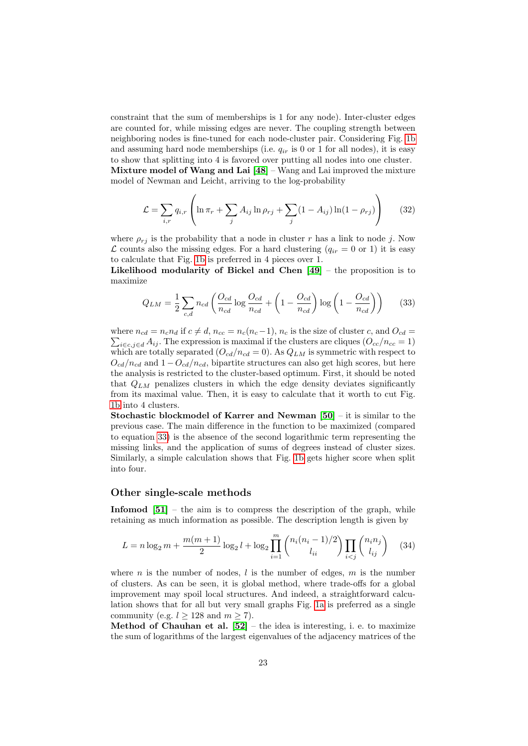constraint that the sum of memberships is 1 for any node). Inter-cluster edges are counted for, while missing edges are never. The coupling strength between neighboring nodes is fine-tuned for each node-cluster pair. Considering Fig. 1b and assuming hard node memberships (i.e. $q_{ir}$ is 0 or 1 for all nodes), it is easy to show that splitting into 4 is favored over putting all nodes into one cluster.

**Mixture model of Wang and Lai [48]** – Wang and Lai improved the mixture model of Newman and Leicht, arriving to the log-probability

$$\mathcal{L} = \sum_{i,r} q_{i,r} \left( \ln \pi_r + \sum_j A_{ij} \ln \rho_{rj} + \sum_j (1 - A_{ij}) \ln(1 - \rho_{rj}) \right) \tag{32}$$

where $\rho_{rj}$ is the probability that a node in cluster $r$ has a link to node $j$. Now $\mathcal{L}$ counts also the missing edges. For a hard clustering ($q_{ir} = 0$ or 1) it is easy to calculate that Fig. 1b is preferred in 4 pieces over 1.

**Likelihood modularity of Bickel and Chen [49]** – the proposition is to maximize

$$Q_{LM} = \frac{1}{2} \sum_{c,d} n_{cd} \left( \frac{O_{cd}}{n_{cd}} \log \frac{O_{cd}}{n_{cd}} + \left(1 - \frac{O_{cd}}{n_{cd}}\right) \log \left(1 - \frac{O_{cd}}{n_{cd}}\right) \right) \tag{33}$$

where $n_{cd} = n_c n_d$ if $c \neq d$, $n_{cc} = n_c(n_c - 1)$, $n_c$ is the size of cluster $c$, and $O_{cd} = \sum_{i \in c, j \in d} A_{ij}$. The expression is maximal if the clusters are cliques ($O_{cc}/n_{cc} = 1$) which are totally separated ($O_{cd}/n_{cd} = 0$). As $Q_{LM}$ is symmetric with respect to $O_{cd}/n_{cd}$ and $1 - O_{cd}/n_{cd}$, bipartite structures can also get high scores, but here the analysis is restricted to the cluster-based optimum. First, it should be noted that $Q_{LM}$ penalizes clusters in which the edge density deviates significantly from its maximal value. Then, it is easy to calculate that it worth to cut Fig. 1b into 4 clusters.

**Stochastic blockmodel of Karrer and Newman [50]** – it is similar to the previous case. The main difference in the function to be maximized (compared to equation 33) is the absence of the second logarithmic term representing the missing links, and the application of sums of degrees instead of cluster sizes. Similarly, a simple calculation shows that Fig. 1b gets higher score when split into four.

## Other single-scale methods

**Infomod [51]** – the aim is to compress the description of the graph, while retaining as much information as possible. The description length is given by

$$L = n \log_2 m + \frac{m(m+1)}{2} \log_2 l + \log_2 \prod_{i=1}^{m} \binom{n_i(n_i - 1)/2}{l_{ii}} \prod_{i<j} \binom{n_i n_j}{l_{ij}} \tag{34}$$

where $n$ is the number of nodes, $l$ is the number of edges, $m$ is the number of clusters. As can be seen, it is global method, where trade-offs for a global improvement may spoil local structures. And indeed, a straightforward calculation shows that for all but very small graphs Fig. 1a is preferred as a single community (e.g. $l \geq 128$ and $m \geq 7$).

**Method of Chauhan et al. [52]** – the idea is interesting, i. e. to maximize the sum of logarithms of the largest eigenvalues of the adjacency matrices of the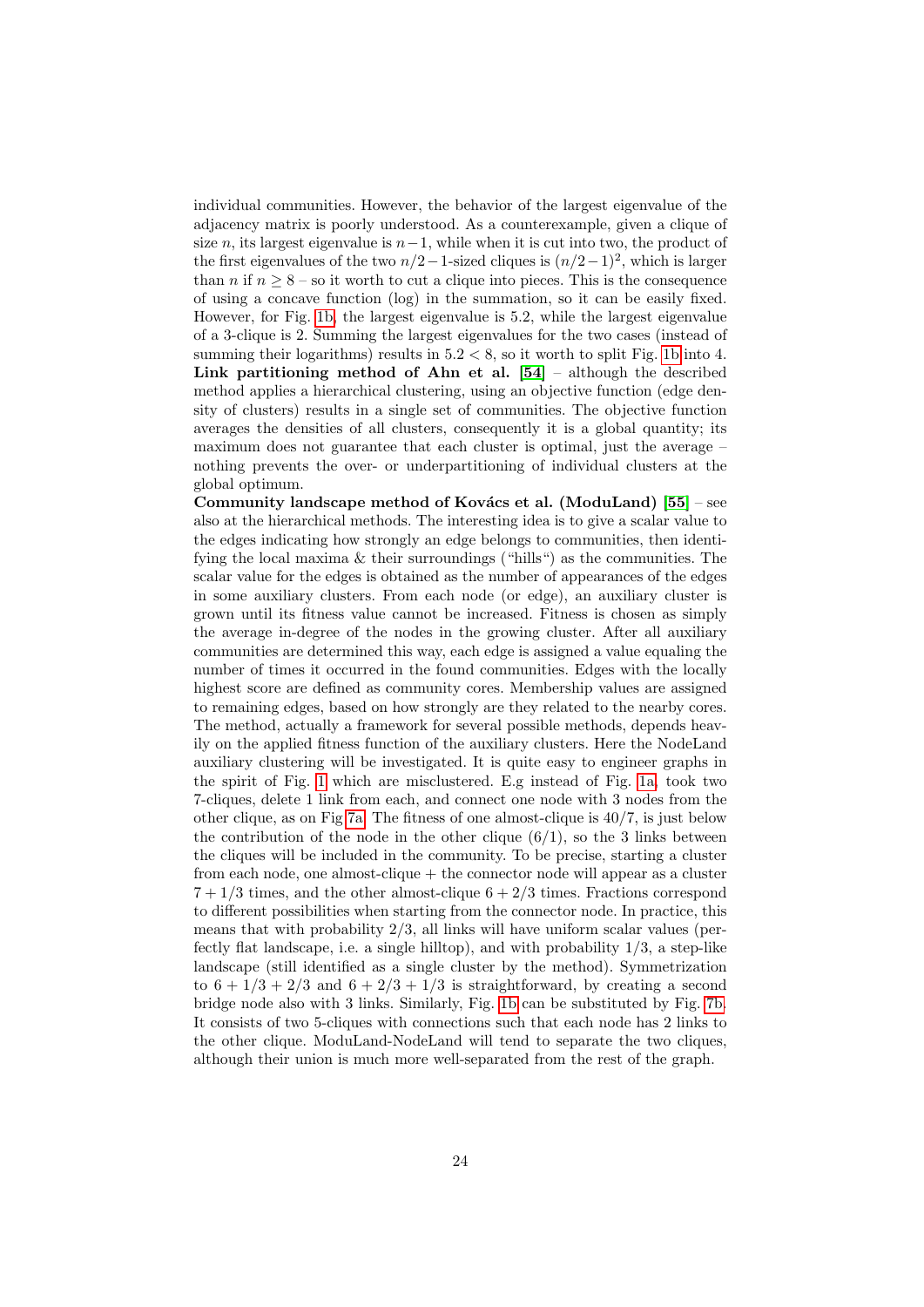individual communities. However, the behavior of the largest eigenvalue of the adjacency matrix is poorly understood. As a counterexample, given a clique of size $n$, its largest eigenvalue is $n-1$, while when it is cut into two, the product of the first eigenvalues of the two $n/2-1$-sized cliques is $(n/2-1)^2$, which is larger than $n$ if $n \geq 8$ – so it worth to cut a clique into pieces. This is the consequence of using a concave function (log) in the summation, so it can be easily fixed. However, for Fig. 1b, the largest eigenvalue is 5.2, while the largest eigenvalue of a 3-clique is 2. Summing the largest eigenvalues for the two cases (instead of summing their logarithms) results in $5.2 < 8$, so it worth to split Fig. 1b into 4.

**Link partitioning method of Ahn et al. [54]** – although the described method applies a hierarchical clustering, using an objective function (edge density of clusters) results in a single set of communities. The objective function averages the densities of all clusters, consequently it is a global quantity; its maximum does not guarantee that each cluster is optimal, just the average – nothing prevents the over- or underpartitioning of individual clusters at the global optimum.

**Community landscape method of Kovács et al. (ModuLand) [55]** – see also at the hierarchical methods. The interesting idea is to give a scalar value to the edges indicating how strongly an edge belongs to communities, then identifying the local maxima & their surroundings ("hills") as the communities. The scalar value for the edges is obtained as the number of appearances of the edges in some auxiliary clusters. From each node (or edge), an auxiliary cluster is grown until its fitness value cannot be increased. Fitness is chosen as simply the average in-degree of the nodes in the growing cluster. After all auxiliary communities are determined this way, each edge is assigned a value equaling the number of times it occurred in the found communities. Edges with the locally highest score are defined as community cores. Membership values are assigned to remaining edges, based on how strongly are they related to the nearby cores. The method, actually a framework for several possible methods, depends heavily on the applied fitness function of the auxiliary clusters. Here the NodeLand auxiliary clustering will be investigated. It is quite easy to engineer graphs in the spirit of Fig. 1 which are misclustered. E.g instead of Fig. 1a, took two 7-cliques, delete 1 link from each, and connect one node with 3 nodes from the other clique, as on Fig 7a. The fitness of one almost-clique is $40/7$, is just below the contribution of the node in the other clique $(6/1)$, so the 3 links between the cliques will be included in the community. To be precise, starting a cluster from each node, one almost-clique + the connector node will appear as a cluster $7+1/3$ times, and the other almost-clique $6+2/3$ times. Fractions correspond to different possibilities when starting from the connector node. In practice, this means that with probability $2/3$, all links will have uniform scalar values (perfectly flat landscape, i.e. a single hilltop), and with probability $1/3$, a step-like landscape (still identified as a single cluster by the method). Symmetrization to $6+1/3+2/3$ and $6+2/3+1/3$ is straightforward, by creating a second bridge node also with 3 links. Similarly, Fig. 1b can be substituted by Fig. 7b. It consists of two 5-cliques with connections such that each node has 2 links to the other clique. ModuLand-NodeLand will tend to separate the two cliques, although their union is much more well-separated from the rest of the graph.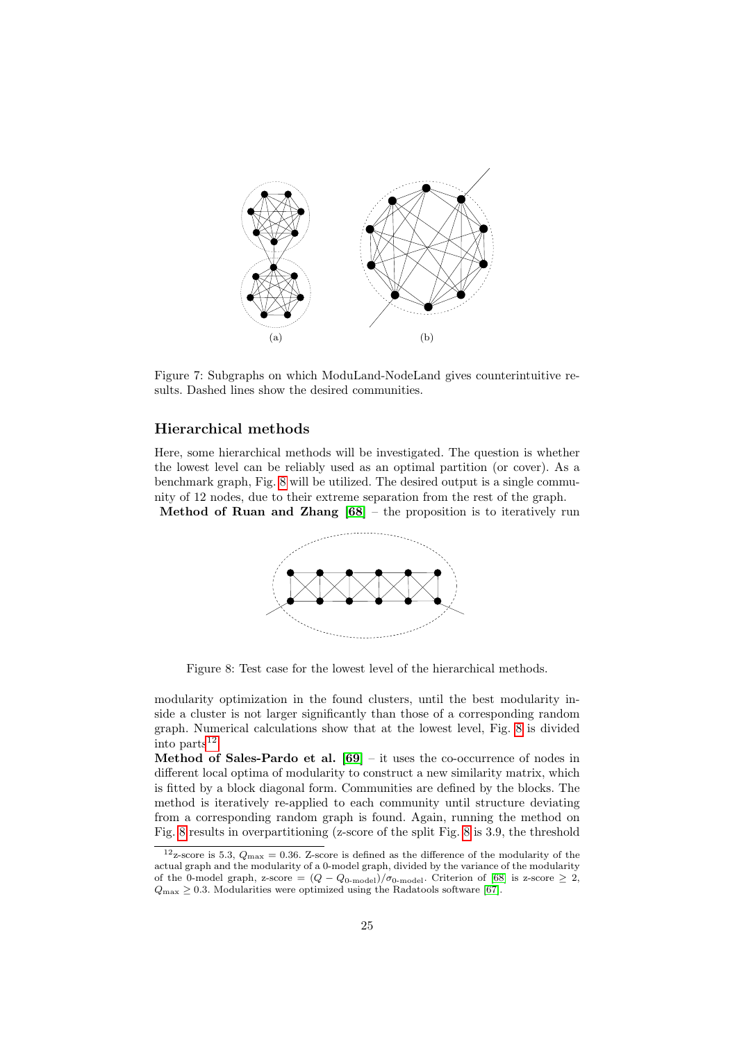(a)

(b)

Figure 7: Subgraphs on which ModuLand-NodeLand gives counterintuitive results. Dashed lines show the desired communities.

## Hierarchical methods

Here, some hierarchical methods will be investigated. The question is whether the lowest level can be reliably used as an optimal partition (or cover). As a benchmark graph, Fig. 8 will be utilized. The desired output is a single community of 12 nodes, due to their extreme separation from the rest of the graph.

**Method of Ruan and Zhang [68]** – the proposition is to iteratively run modularity optimization in the found clusters, until the best modularity inside a cluster is not larger significantly than those of a corresponding random graph. Numerical calculations show that at the lowest level, Fig. 8 is divided into parts[12].

Figure 8: Test case for the lowest level of the hierarchical methods.

**Method of Sales-Pardo et al. [69]** – it uses the co-occurrence of nodes in different local optima of modularity to construct a new similarity matrix, which is fitted by a block diagonal form. Communities are defined by the blocks. The method is iteratively re-applied to each community until structure deviating from a corresponding random graph is found. Again, running the method on Fig. 8 results in overpartitioning (z-score of the split Fig. 8 is 3.9, the threshold

[12] z-score is 5.3, $Q_{\max} = 0.36$. Z-score is defined as the difference of the modularity of the actual graph and the modularity of a 0-model graph, divided by the variance of the modularity of the 0-model graph, z-score $= (Q - Q_{\text{0-model}})/\sigma_{\text{0-model}}$. Criterion of [68] is z-score $\geq 2$, $Q_{\max} \geq 0.3$. Modularities were optimized using the Radatools software [67].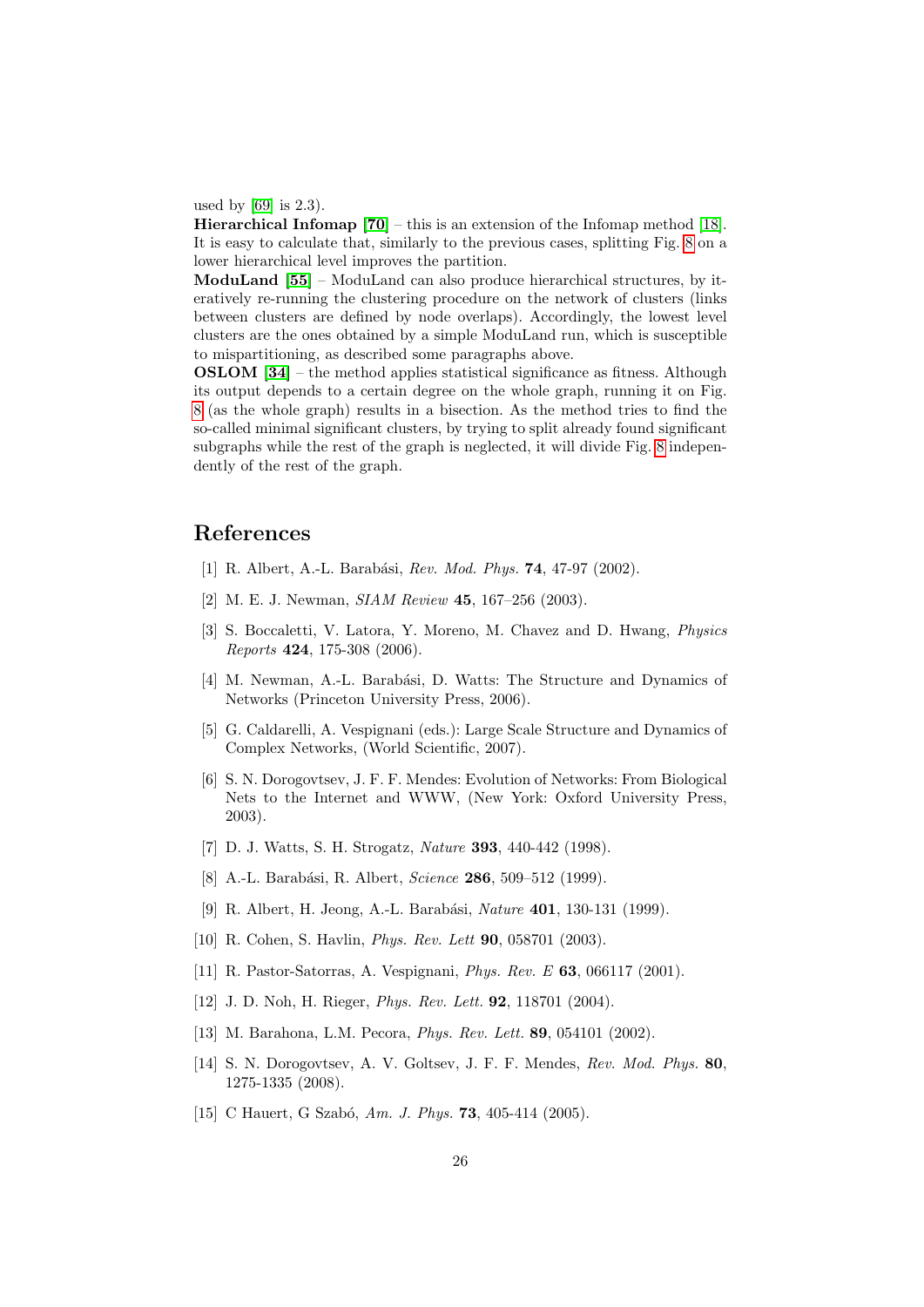used by [69] is 2.3).

**Hierarchical Infomap** [70] – this is an extension of the Infomap method [18]. It is easy to calculate that, similarly to the previous cases, splitting Fig. 8 on a lower hierarchical level improves the partition.

**ModuLand** [55] – ModuLand can also produce hierarchical structures, by iteratively re-running the clustering procedure on the network of clusters (links between clusters are defined by node overlaps). Accordingly, the lowest level clusters are the ones obtained by a simple ModuLand run, which is susceptible to mispartitioning, as described some paragraphs above.

**OSLOM** [34] – the method applies statistical significance as fitness. Although its output depends to a certain degree on the whole graph, running it on Fig. 8 (as the whole graph) results in a bisection. As the method tries to find the so-called minimal significant clusters, by trying to split already found significant subgraphs while the rest of the graph is neglected, it will divide Fig. 8 independently of the rest of the graph.

# References

[1] R. Albert, A.-L. Barabási, *Rev. Mod. Phys.* **74**, 47-97 (2002).

[2] M. E. J. Newman, *SIAM Review* **45**, 167–256 (2003).

[3] S. Boccaletti, V. Latora, Y. Moreno, M. Chavez and D. Hwang, *Physics Reports* **424**, 175-308 (2006).

[4] M. Newman, A.-L. Barabási, D. Watts: The Structure and Dynamics of Networks (Princeton University Press, 2006).

[5] G. Caldarelli, A. Vespignani (eds.): Large Scale Structure and Dynamics of Complex Networks, (World Scientific, 2007).

[6] S. N. Dorogovtsev, J. F. F. Mendes: Evolution of Networks: From Biological Nets to the Internet and WWW, (New York: Oxford University Press, 2003).

[7] D. J. Watts, S. H. Strogatz, *Nature* **393**, 440-442 (1998).

[8] A.-L. Barabási, R. Albert, *Science* **286**, 509–512 (1999).

[9] R. Albert, H. Jeong, A.-L. Barabási, *Nature* **401**, 130-131 (1999).

[10] R. Cohen, S. Havlin, *Phys. Rev. Lett* **90**, 058701 (2003).

[11] R. Pastor-Satorras, A. Vespignani, *Phys. Rev. E* **63**, 066117 (2001).

[12] J. D. Noh, H. Rieger, *Phys. Rev. Lett.* **92**, 118701 (2004).

[13] M. Barahona, L.M. Pecora, *Phys. Rev. Lett.* **89**, 054101 (2002).

[14] S. N. Dorogovtsev, A. V. Goltsev, J. F. F. Mendes, *Rev. Mod. Phys.* **80**, 1275-1335 (2008).

[15] C Hauert, G Szabó, *Am. J. Phys.* **73**, 405-414 (2005).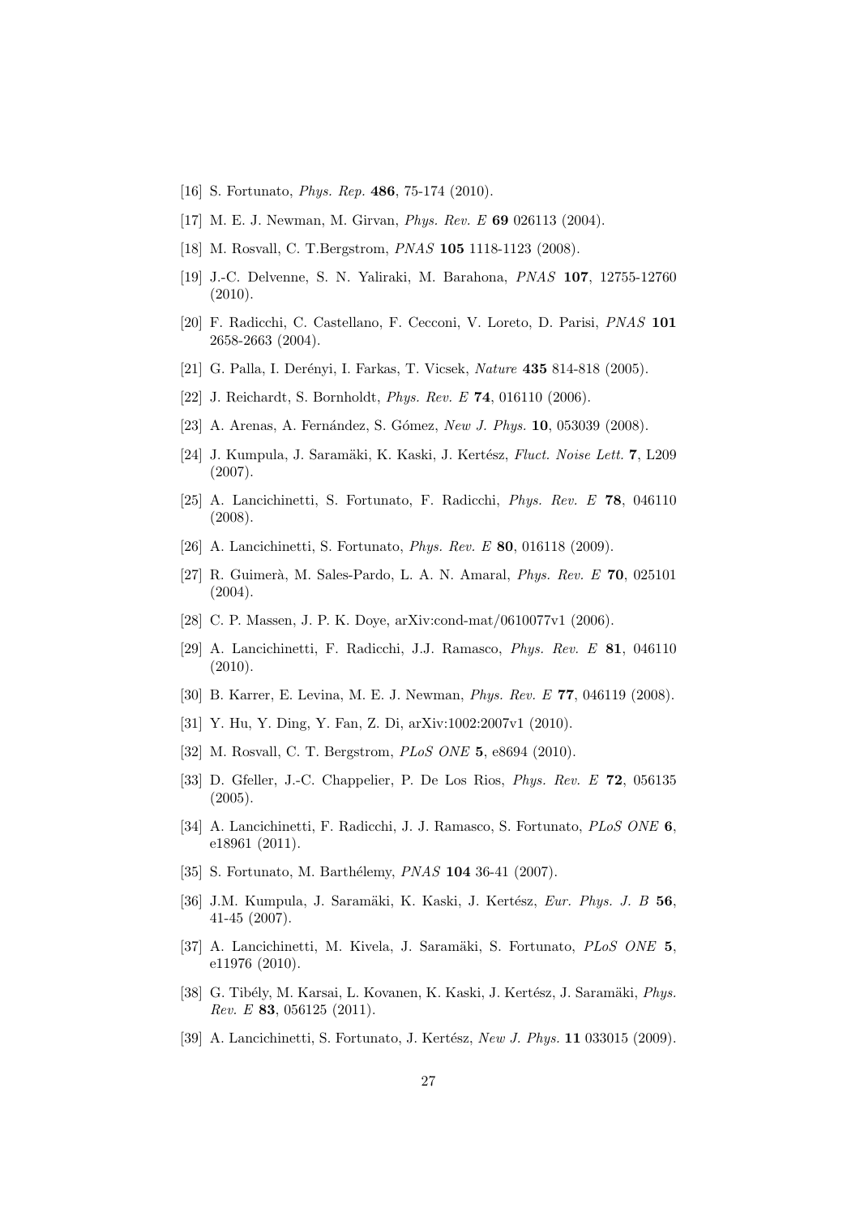[16] S. Fortunato, *Phys. Rep.* **486**, 75-174 (2010).

[17] M. E. J. Newman, M. Girvan, *Phys. Rev. E* **69** 026113 (2004).

[18] M. Rosvall, C. T.Bergstrom, *PNAS* **105** 1118-1123 (2008).

[19] J.-C. Delvenne, S. N. Yaliraki, M. Barahona, *PNAS* **107**, 12755-12760 (2010).

[20] F. Radicchi, C. Castellano, F. Cecconi, V. Loreto, D. Parisi, *PNAS* **101** 2658-2663 (2004).

[21] G. Palla, I. Derényi, I. Farkas, T. Vicsek, *Nature* **435** 814-818 (2005).

[22] J. Reichardt, S. Bornholdt, *Phys. Rev. E* **74**, 016110 (2006).

[23] A. Arenas, A. Fernández, S. Gómez, *New J. Phys.* **10**, 053039 (2008).

[24] J. Kumpula, J. Saramäki, K. Kaski, J. Kertész, *Fluct. Noise Lett.* **7**, L209 (2007).

[25] A. Lancichinetti, S. Fortunato, F. Radicchi, *Phys. Rev. E* **78**, 046110 (2008).

[26] A. Lancichinetti, S. Fortunato, *Phys. Rev. E* **80**, 016118 (2009).

[27] R. Guimerà, M. Sales-Pardo, L. A. N. Amaral, *Phys. Rev. E* **70**, 025101 (2004).

[28] C. P. Massen, J. P. K. Doye, arXiv:cond-mat/0610077v1 (2006).

[29] A. Lancichinetti, F. Radicchi, J.J. Ramasco, *Phys. Rev. E* **81**, 046110 (2010).

[30] B. Karrer, E. Levina, M. E. J. Newman, *Phys. Rev. E* **77**, 046119 (2008).

[31] Y. Hu, Y. Ding, Y. Fan, Z. Di, arXiv:1002:2007v1 (2010).

[32] M. Rosvall, C. T. Bergstrom, *PLoS ONE* **5**, e8694 (2010).

[33] D. Gfeller, J.-C. Chappelier, P. De Los Rios, *Phys. Rev. E* **72**, 056135 (2005).

[34] A. Lancichinetti, F. Radicchi, J. J. Ramasco, S. Fortunato, *PLoS ONE* **6**, e18961 (2011).

[35] S. Fortunato, M. Barthélemy, *PNAS* **104** 36-41 (2007).

[36] J.M. Kumpula, J. Saramäki, K. Kaski, J. Kertész, *Eur. Phys. J. B* **56**, 41-45 (2007).

[37] A. Lancichinetti, M. Kivela, J. Saramäki, S. Fortunato, *PLoS ONE* **5**, e11976 (2010).

[38] G. Tibély, M. Karsai, L. Kovanen, K. Kaski, J. Kertész, J. Saramäki, *Phys. Rev. E* **83**, 056125 (2011).

[39] A. Lancichinetti, S. Fortunato, J. Kertész, *New J. Phys.* **11** 033015 (2009).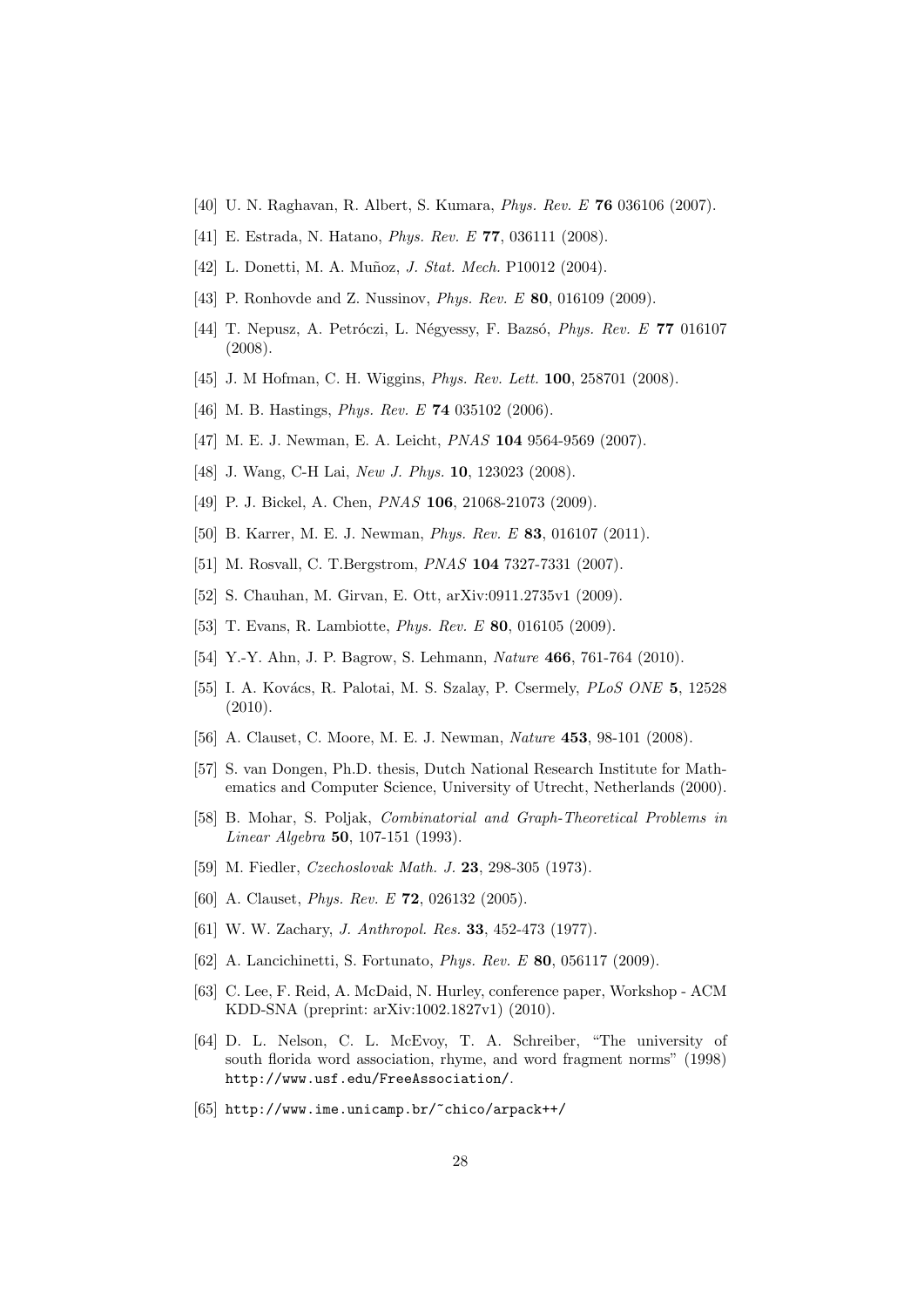[40] U. N. Raghavan, R. Albert, S. Kumara, *Phys. Rev. E* **76** 036106 (2007).

[41] E. Estrada, N. Hatano, *Phys. Rev. E* **77**, 036111 (2008).

[42] L. Donetti, M. A. Muñoz, *J. Stat. Mech.* P10012 (2004).

[43] P. Ronhovde and Z. Nussinov, *Phys. Rev. E* **80**, 016109 (2009).

[44] T. Nepusz, A. Petróczi, L. Négyessy, F. Bazsó, *Phys. Rev. E* **77** 016107 (2008).

[45] J. M Hofman, C. H. Wiggins, *Phys. Rev. Lett.* **100**, 258701 (2008).

[46] M. B. Hastings, *Phys. Rev. E* **74** 035102 (2006).

[47] M. E. J. Newman, E. A. Leicht, *PNAS* **104** 9564-9569 (2007).

[48] J. Wang, C-H Lai, *New J. Phys.* **10**, 123023 (2008).

[49] P. J. Bickel, A. Chen, *PNAS* **106**, 21068-21073 (2009).

[50] B. Karrer, M. E. J. Newman, *Phys. Rev. E* **83**, 016107 (2011).

[51] M. Rosvall, C. T.Bergstrom, *PNAS* **104** 7327-7331 (2007).

[52] S. Chauhan, M. Girvan, E. Ott, arXiv:0911.2735v1 (2009).

[53] T. Evans, R. Lambiotte, *Phys. Rev. E* **80**, 016105 (2009).

[54] Y.-Y. Ahn, J. P. Bagrow, S. Lehmann, *Nature* **466**, 761-764 (2010).

[55] I. A. Kovács, R. Palotai, M. S. Szalay, P. Csermely, *PLoS ONE* **5**, 12528 (2010).

[56] A. Clauset, C. Moore, M. E. J. Newman, *Nature* **453**, 98-101 (2008).

[57] S. van Dongen, Ph.D. thesis, Dutch National Research Institute for Mathematics and Computer Science, University of Utrecht, Netherlands (2000).

[58] B. Mohar, S. Poljak, *Combinatorial and Graph-Theoretical Problems in Linear Algebra* **50**, 107-151 (1993).

[59] M. Fiedler, *Czechoslovak Math. J.* **23**, 298-305 (1973).

[60] A. Clauset, *Phys. Rev. E* **72**, 026132 (2005).

[61] W. W. Zachary, *J. Anthropol. Res.* **33**, 452-473 (1977).

[62] A. Lancichinetti, S. Fortunato, *Phys. Rev. E* **80**, 056117 (2009).

[63] C. Lee, F. Reid, A. McDaid, N. Hurley, conference paper, Workshop - ACM KDD-SNA (preprint: arXiv:1002.1827v1) (2010).

[64] D. L. Nelson, C. L. McEvoy, T. A. Schreiber, "The university of south florida word association, rhyme, and word fragment norms" (1998) `http://www.usf.edu/FreeAssociation/`.

[65] `http://www.ime.unicamp.br/~chico/arpack++/`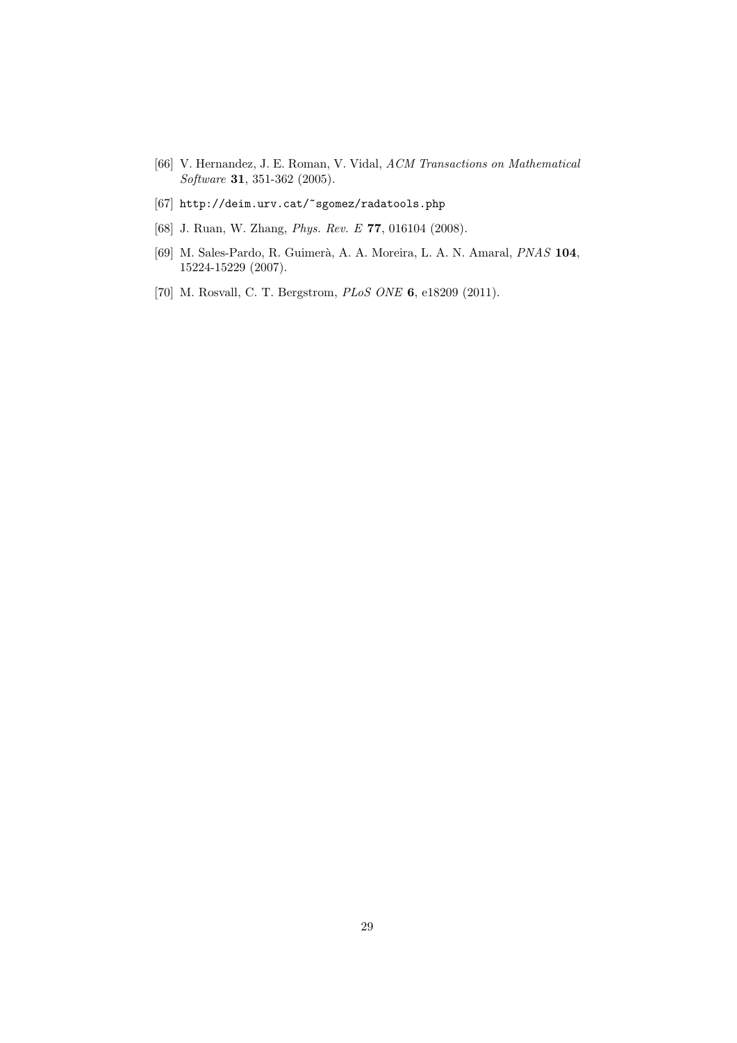[66] V. Hernandez, J. E. Roman, V. Vidal, *ACM Transactions on Mathematical Software* **31**, 351-362 (2005).

[67] `http://deim.urv.cat/~sgomez/radatools.php`

[68] J. Ruan, W. Zhang, *Phys. Rev. E* **77**, 016104 (2008).

[69] M. Sales-Pardo, R. Guimerà, A. A. Moreira, L. A. N. Amaral, *PNAS* **104**, 15224-15229 (2007).

[70] M. Rosvall, C. T. Bergstrom, *PLoS ONE* **6**, e18209 (2011).